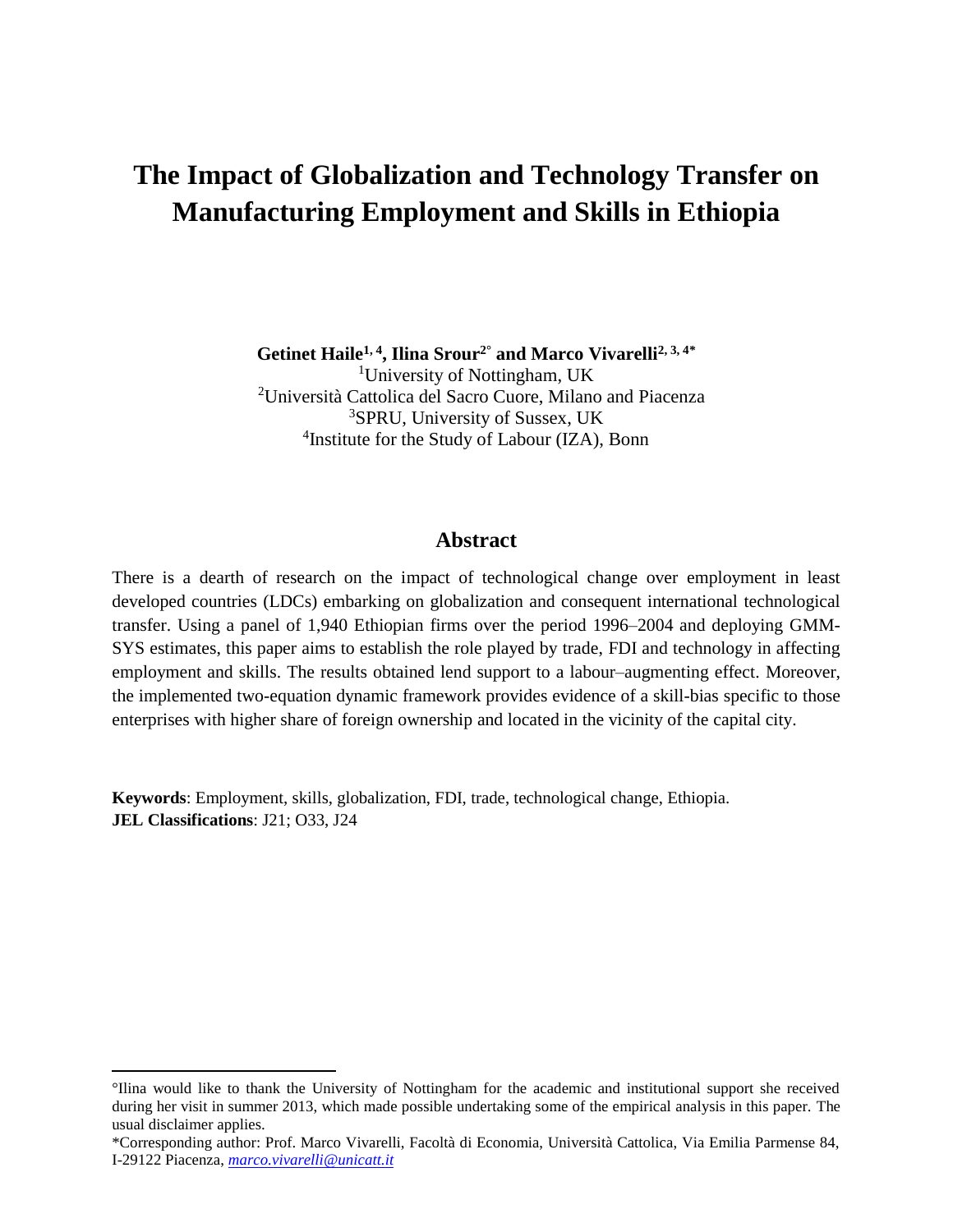# The Impact of Globalization and Technology Transfer on Manufacturing Employment and Skills in Ethiopia

**Getinet Haile[1, 4], Ilina Srour[2°] and Marco Vivarelli[2, 3, 4*]**

[1]University of Nottingham, UK
[2]Università Cattolica del Sacro Cuore, Milano and Piacenza
[3]SPRU, University of Sussex, UK
[4]Institute for the Study of Labour (IZA), Bonn

## Abstract

There is a dearth of research on the impact of technological change over employment in least developed countries (LDCs) embarking on globalization and consequent international technological transfer. Using a panel of 1,940 Ethiopian firms over the period 1996–2004 and deploying GMM-SYS estimates, this paper aims to establish the role played by trade, FDI and technology in affecting employment and skills. The results obtained lend support to a labour–augmenting effect. Moreover, the implemented two-equation dynamic framework provides evidence of a skill-bias specific to those enterprises with higher share of foreign ownership and located in the vicinity of the capital city.

**Keywords**: Employment, skills, globalization, FDI, trade, technological change, Ethiopia.
**JEL Classifications**: J21; O33, J24

---

°Ilina would like to thank the University of Nottingham for the academic and institutional support she received during her visit in summer 2013, which made possible undertaking some of the empirical analysis in this paper. The usual disclaimer applies.

*Corresponding author: Prof. Marco Vivarelli, Facoltà di Economia, Università Cattolica, Via Emilia Parmense 84, I-29122 Piacenza, marco.vivarelli@unicatt.it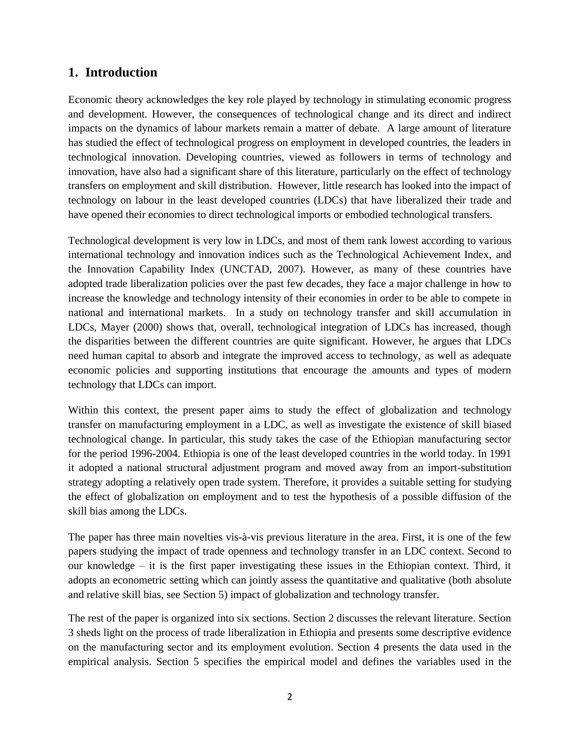## 1. Introduction

Economic theory acknowledges the key role played by technology in stimulating economic progress and development. However, the consequences of technological change and its direct and indirect impacts on the dynamics of labour markets remain a matter of debate. A large amount of literature has studied the effect of technological progress on employment in developed countries, the leaders in technological innovation. Developing countries, viewed as followers in terms of technology and innovation, have also had a significant share of this literature, particularly on the effect of technology transfers on employment and skill distribution. However, little research has looked into the impact of technology on labour in the least developed countries (LDCs) that have liberalized their trade and have opened their economies to direct technological imports or embodied technological transfers.

Technological development is very low in LDCs, and most of them rank lowest according to various international technology and innovation indices such as the Technological Achievement Index, and the Innovation Capability Index (UNCTAD, 2007). However, as many of these countries have adopted trade liberalization policies over the past few decades, they face a major challenge in how to increase the knowledge and technology intensity of their economies in order to be able to compete in national and international markets. In a study on technology transfer and skill accumulation in LDCs, Mayer (2000) shows that, overall, technological integration of LDCs has increased, though the disparities between the different countries are quite significant. However, he argues that LDCs need human capital to absorb and integrate the improved access to technology, as well as adequate economic policies and supporting institutions that encourage the amounts and types of modern technology that LDCs can import.

Within this context, the present paper aims to study the effect of globalization and technology transfer on manufacturing employment in a LDC, as well as investigate the existence of skill biased technological change. In particular, this study takes the case of the Ethiopian manufacturing sector for the period 1996-2004. Ethiopia is one of the least developed countries in the world today. In 1991 it adopted a national structural adjustment program and moved away from an import-substitution strategy adopting a relatively open trade system. Therefore, it provides a suitable setting for studying the effect of globalization on employment and to test the hypothesis of a possible diffusion of the skill bias among the LDCs.

The paper has three main novelties vis-à-vis previous literature in the area. First, it is one of the few papers studying the impact of trade openness and technology transfer in an LDC context. Second to our knowledge – it is the first paper investigating these issues in the Ethiopian context. Third, it adopts an econometric setting which can jointly assess the quantitative and qualitative (both absolute and relative skill bias, see Section 5) impact of globalization and technology transfer.

The rest of the paper is organized into six sections. Section 2 discusses the relevant literature. Section 3 sheds light on the process of trade liberalization in Ethiopia and presents some descriptive evidence on the manufacturing sector and its employment evolution. Section 4 presents the data used in the empirical analysis. Section 5 specifies the empirical model and defines the variables used in the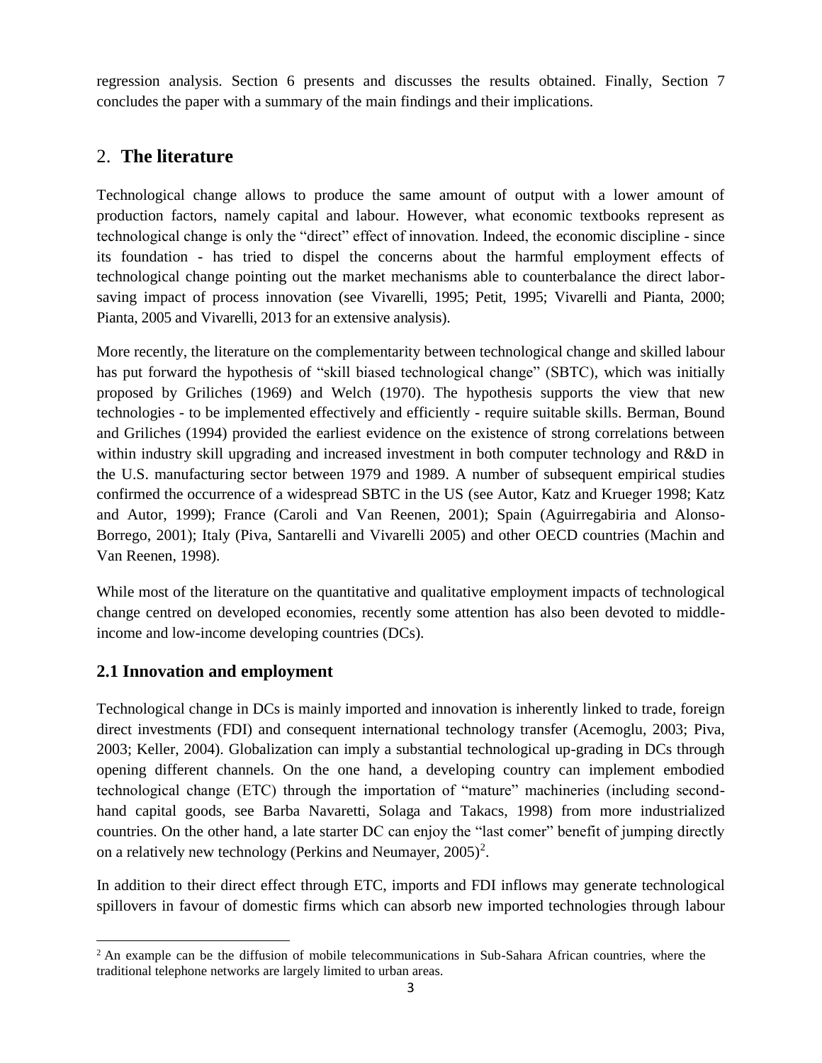regression analysis. Section 6 presents and discusses the results obtained. Finally, Section 7 concludes the paper with a summary of the main findings and their implications.

## 2. **The literature**

Technological change allows to produce the same amount of output with a lower amount of production factors, namely capital and labour. However, what economic textbooks represent as technological change is only the "direct" effect of innovation. Indeed, the economic discipline - since its foundation - has tried to dispel the concerns about the harmful employment effects of technological change pointing out the market mechanisms able to counterbalance the direct labor-saving impact of process innovation (see Vivarelli, 1995; Petit, 1995; Vivarelli and Pianta, 2000; Pianta, 2005 and Vivarelli, 2013 for an extensive analysis).

More recently, the literature on the complementarity between technological change and skilled labour has put forward the hypothesis of "skill biased technological change" (SBTC), which was initially proposed by Griliches (1969) and Welch (1970). The hypothesis supports the view that new technologies - to be implemented effectively and efficiently - require suitable skills. Berman, Bound and Griliches (1994) provided the earliest evidence on the existence of strong correlations between within industry skill upgrading and increased investment in both computer technology and R&D in the U.S. manufacturing sector between 1979 and 1989. A number of subsequent empirical studies confirmed the occurrence of a widespread SBTC in the US (see Autor, Katz and Krueger 1998; Katz and Autor, 1999); France (Caroli and Van Reenen, 2001); Spain (Aguirregabiria and Alonso-Borrego, 2001); Italy (Piva, Santarelli and Vivarelli 2005) and other OECD countries (Machin and Van Reenen, 1998).

While most of the literature on the quantitative and qualitative employment impacts of technological change centred on developed economies, recently some attention has also been devoted to middle-income and low-income developing countries (DCs).

### **2.1 Innovation and employment**

Technological change in DCs is mainly imported and innovation is inherently linked to trade, foreign direct investments (FDI) and consequent international technology transfer (Acemoglu, 2003; Piva, 2003; Keller, 2004). Globalization can imply a substantial technological up-grading in DCs through opening different channels. On the one hand, a developing country can implement embodied technological change (ETC) through the importation of "mature" machineries (including second-hand capital goods, see Barba Navaretti, Solaga and Takacs, 1998) from more industrialized countries. On the other hand, a late starter DC can enjoy the "last comer" benefit of jumping directly on a relatively new technology (Perkins and Neumayer, 2005)[2].

In addition to their direct effect through ETC, imports and FDI inflows may generate technological spillovers in favour of domestic firms which can absorb new imported technologies through labour

[2] An example can be the diffusion of mobile telecommunications in Sub-Sahara African countries, where the traditional telephone networks are largely limited to urban areas.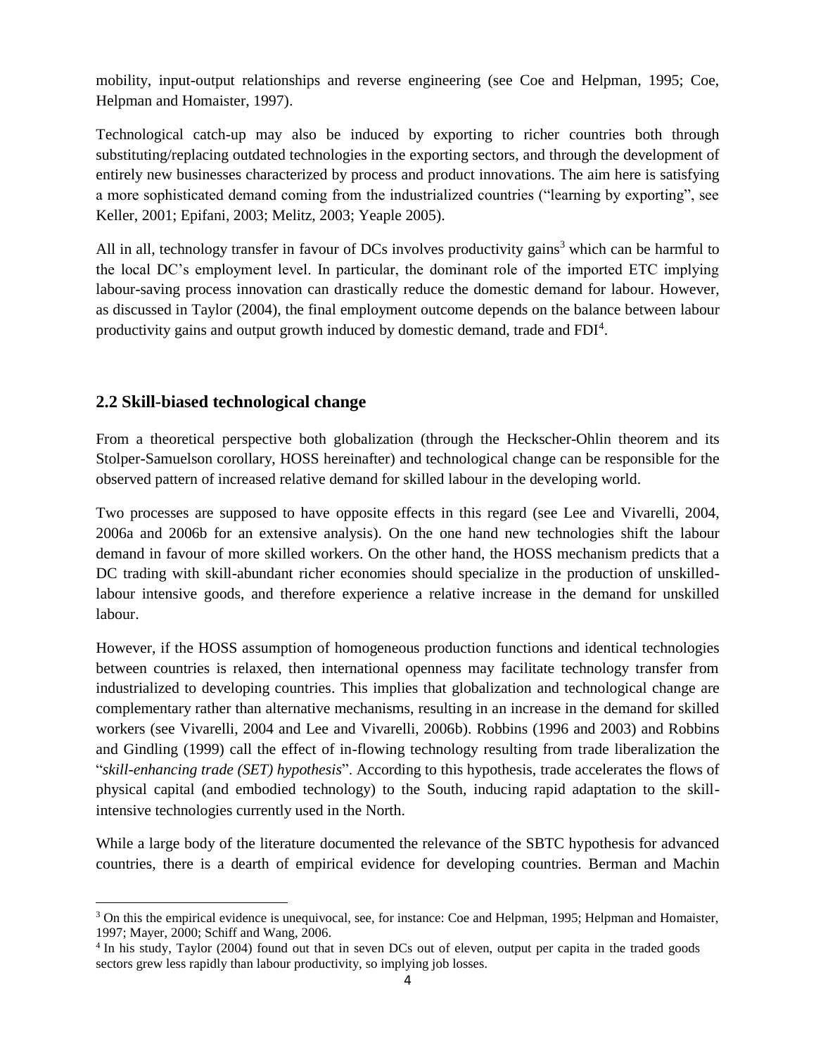mobility, input-output relationships and reverse engineering (see Coe and Helpman, 1995; Coe, Helpman and Homaister, 1997).

Technological catch-up may also be induced by exporting to richer countries both through substituting/replacing outdated technologies in the exporting sectors, and through the development of entirely new businesses characterized by process and product innovations. The aim here is satisfying a more sophisticated demand coming from the industrialized countries ("learning by exporting", see Keller, 2001; Epifani, 2003; Melitz, 2003; Yeaple 2005).

All in all, technology transfer in favour of DCs involves productivity gains[3] which can be harmful to the local DC's employment level. In particular, the dominant role of the imported ETC implying labour-saving process innovation can drastically reduce the domestic demand for labour. However, as discussed in Taylor (2004), the final employment outcome depends on the balance between labour productivity gains and output growth induced by domestic demand, trade and FDI[4].

## 2.2 Skill-biased technological change

From a theoretical perspective both globalization (through the Heckscher-Ohlin theorem and its Stolper-Samuelson corollary, HOSS hereinafter) and technological change can be responsible for the observed pattern of increased relative demand for skilled labour in the developing world.

Two processes are supposed to have opposite effects in this regard (see Lee and Vivarelli, 2004, 2006a and 2006b for an extensive analysis). On the one hand new technologies shift the labour demand in favour of more skilled workers. On the other hand, the HOSS mechanism predicts that a DC trading with skill-abundant richer economies should specialize in the production of unskilled-labour intensive goods, and therefore experience a relative increase in the demand for unskilled labour.

However, if the HOSS assumption of homogeneous production functions and identical technologies between countries is relaxed, then international openness may facilitate technology transfer from industrialized to developing countries. This implies that globalization and technological change are complementary rather than alternative mechanisms, resulting in an increase in the demand for skilled workers (see Vivarelli, 2004 and Lee and Vivarelli, 2006b). Robbins (1996 and 2003) and Robbins and Gindling (1999) call the effect of in-flowing technology resulting from trade liberalization the "*skill-enhancing trade (SET) hypothesis*". According to this hypothesis, trade accelerates the flows of physical capital (and embodied technology) to the South, inducing rapid adaptation to the skill-intensive technologies currently used in the North.

While a large body of the literature documented the relevance of the SBTC hypothesis for advanced countries, there is a dearth of empirical evidence for developing countries. Berman and Machin

[3] On this the empirical evidence is unequivocal, see, for instance: Coe and Helpman, 1995; Helpman and Homaister, 1997; Mayer, 2000; Schiff and Wang, 2006.

[4] In his study, Taylor (2004) found out that in seven DCs out of eleven, output per capita in the traded goods sectors grew less rapidly than labour productivity, so implying job losses.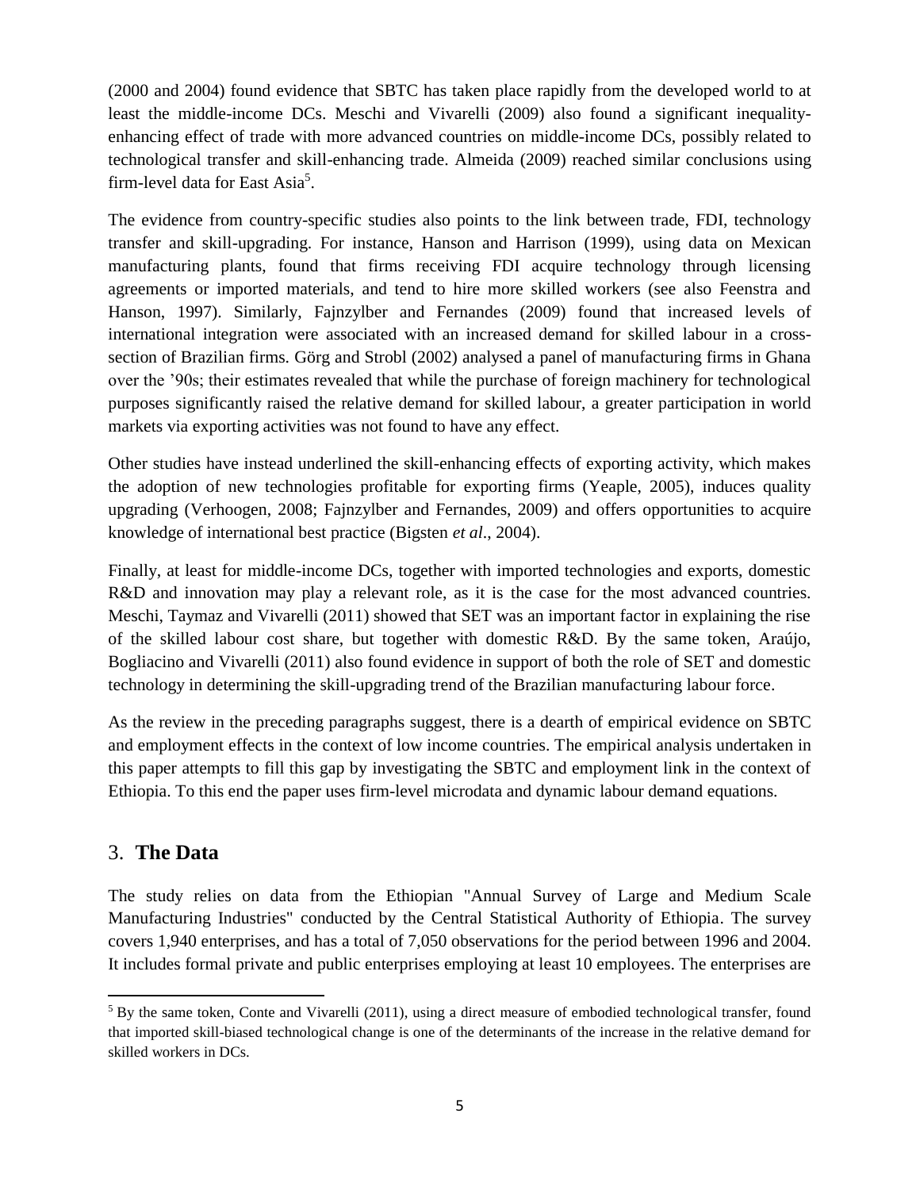(2000 and 2004) found evidence that SBTC has taken place rapidly from the developed world to at least the middle-income DCs. Meschi and Vivarelli (2009) also found a significant inequality-enhancing effect of trade with more advanced countries on middle-income DCs, possibly related to technological transfer and skill-enhancing trade. Almeida (2009) reached similar conclusions using firm-level data for East Asia[5].

The evidence from country-specific studies also points to the link between trade, FDI, technology transfer and skill-upgrading. For instance, Hanson and Harrison (1999), using data on Mexican manufacturing plants, found that firms receiving FDI acquire technology through licensing agreements or imported materials, and tend to hire more skilled workers (see also Feenstra and Hanson, 1997). Similarly, Fajnzylber and Fernandes (2009) found that increased levels of international integration were associated with an increased demand for skilled labour in a cross-section of Brazilian firms. Görg and Strobl (2002) analysed a panel of manufacturing firms in Ghana over the '90s; their estimates revealed that while the purchase of foreign machinery for technological purposes significantly raised the relative demand for skilled labour, a greater participation in world markets via exporting activities was not found to have any effect.

Other studies have instead underlined the skill-enhancing effects of exporting activity, which makes the adoption of new technologies profitable for exporting firms (Yeaple, 2005), induces quality upgrading (Verhoogen, 2008; Fajnzylber and Fernandes, 2009) and offers opportunities to acquire knowledge of international best practice (Bigsten *et al*., 2004).

Finally, at least for middle-income DCs, together with imported technologies and exports, domestic R&D and innovation may play a relevant role, as it is the case for the most advanced countries. Meschi, Taymaz and Vivarelli (2011) showed that SET was an important factor in explaining the rise of the skilled labour cost share, but together with domestic R&D. By the same token, Araújo, Bogliacino and Vivarelli (2011) also found evidence in support of both the role of SET and domestic technology in determining the skill-upgrading trend of the Brazilian manufacturing labour force.

As the review in the preceding paragraphs suggest, there is a dearth of empirical evidence on SBTC and employment effects in the context of low income countries. The empirical analysis undertaken in this paper attempts to fill this gap by investigating the SBTC and employment link in the context of Ethiopia. To this end the paper uses firm-level microdata and dynamic labour demand equations.

## 3. **The Data**

The study relies on data from the Ethiopian "Annual Survey of Large and Medium Scale Manufacturing Industries" conducted by the Central Statistical Authority of Ethiopia. The survey covers 1,940 enterprises, and has a total of 7,050 observations for the period between 1996 and 2004. It includes formal private and public enterprises employing at least 10 employees. The enterprises are

[5] By the same token, Conte and Vivarelli (2011), using a direct measure of embodied technological transfer, found that imported skill-biased technological change is one of the determinants of the increase in the relative demand for skilled workers in DCs.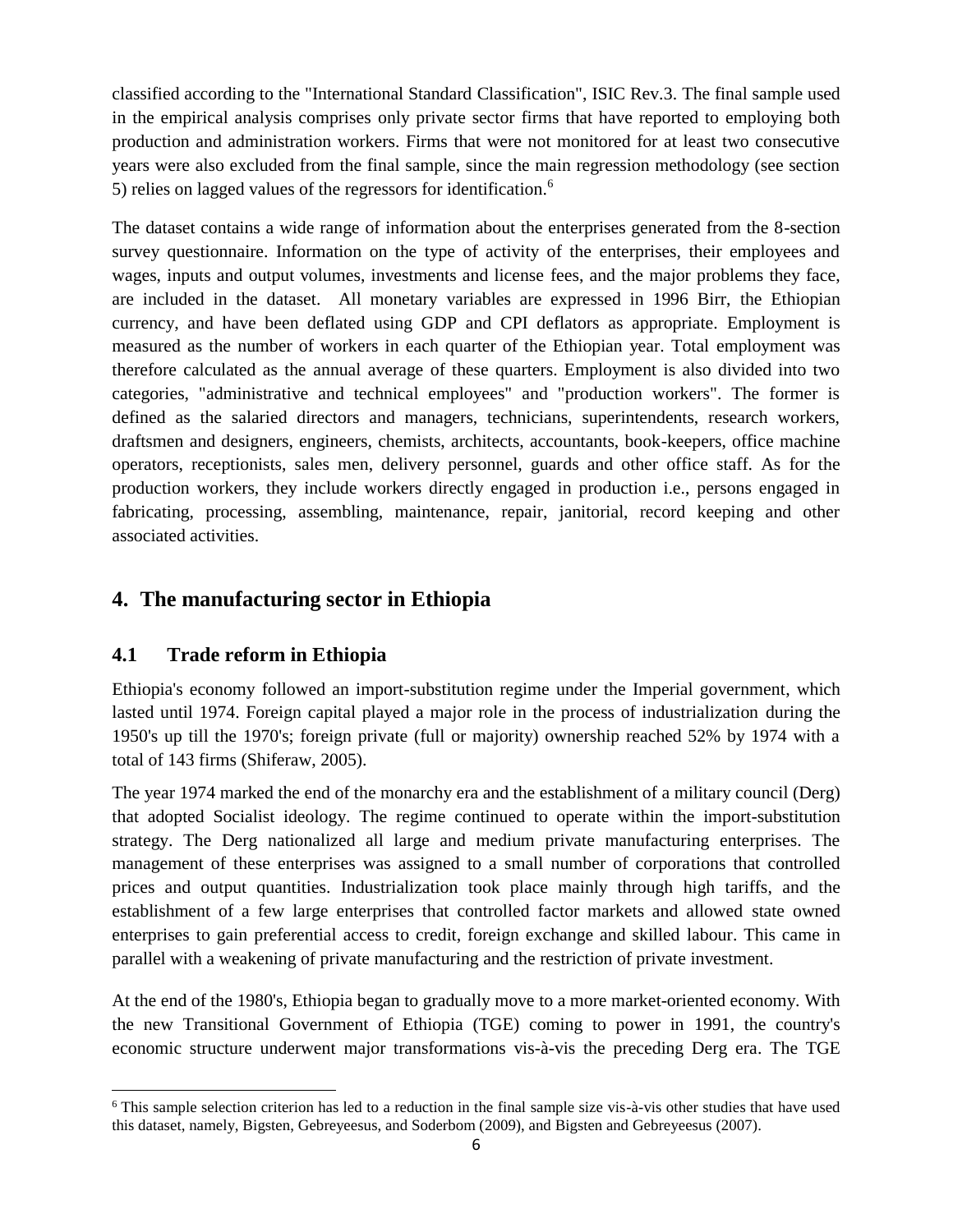classified according to the "International Standard Classification", ISIC Rev.3. The final sample used in the empirical analysis comprises only private sector firms that have reported to employing both production and administration workers. Firms that were not monitored for at least two consecutive years were also excluded from the final sample, since the main regression methodology (see section 5) relies on lagged values of the regressors for identification.[6]

The dataset contains a wide range of information about the enterprises generated from the 8-section survey questionnaire. Information on the type of activity of the enterprises, their employees and wages, inputs and output volumes, investments and license fees, and the major problems they face, are included in the dataset. All monetary variables are expressed in 1996 Birr, the Ethiopian currency, and have been deflated using GDP and CPI deflators as appropriate. Employment is measured as the number of workers in each quarter of the Ethiopian year. Total employment was therefore calculated as the annual average of these quarters. Employment is also divided into two categories, "administrative and technical employees" and "production workers". The former is defined as the salaried directors and managers, technicians, superintendents, research workers, draftsmen and designers, engineers, chemists, architects, accountants, book-keepers, office machine operators, receptionists, sales men, delivery personnel, guards and other office staff. As for the production workers, they include workers directly engaged in production i.e., persons engaged in fabricating, processing, assembling, maintenance, repair, janitorial, record keeping and other associated activities.

## 4. The manufacturing sector in Ethiopia

### 4.1 Trade reform in Ethiopia

Ethiopia's economy followed an import-substitution regime under the Imperial government, which lasted until 1974. Foreign capital played a major role in the process of industrialization during the 1950's up till the 1970's; foreign private (full or majority) ownership reached 52% by 1974 with a total of 143 firms (Shiferaw, 2005).

The year 1974 marked the end of the monarchy era and the establishment of a military council (Derg) that adopted Socialist ideology. The regime continued to operate within the import-substitution strategy. The Derg nationalized all large and medium private manufacturing enterprises. The management of these enterprises was assigned to a small number of corporations that controlled prices and output quantities. Industrialization took place mainly through high tariffs, and the establishment of a few large enterprises that controlled factor markets and allowed state owned enterprises to gain preferential access to credit, foreign exchange and skilled labour. This came in parallel with a weakening of private manufacturing and the restriction of private investment.

At the end of the 1980's, Ethiopia began to gradually move to a more market-oriented economy. With the new Transitional Government of Ethiopia (TGE) coming to power in 1991, the country's economic structure underwent major transformations vis-à-vis the preceding Derg era. The TGE

[6] This sample selection criterion has led to a reduction in the final sample size vis-à-vis other studies that have used this dataset, namely, Bigsten, Gebreyeesus, and Soderbom (2009), and Bigsten and Gebreyeesus (2007).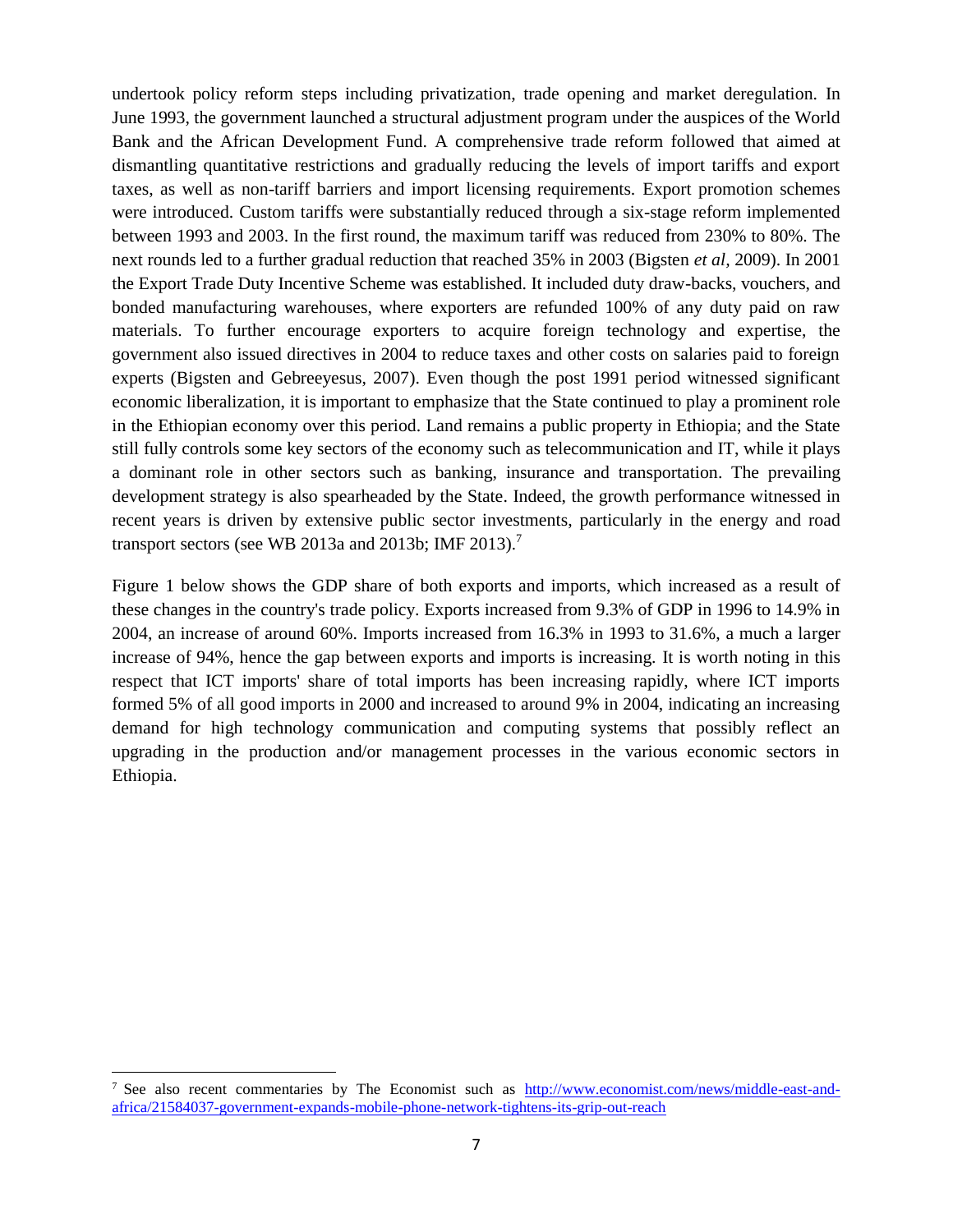undertook policy reform steps including privatization, trade opening and market deregulation. In June 1993, the government launched a structural adjustment program under the auspices of the World Bank and the African Development Fund. A comprehensive trade reform followed that aimed at dismantling quantitative restrictions and gradually reducing the levels of import tariffs and export taxes, as well as non-tariff barriers and import licensing requirements. Export promotion schemes were introduced. Custom tariffs were substantially reduced through a six-stage reform implemented between 1993 and 2003. In the first round, the maximum tariff was reduced from 230% to 80%. The next rounds led to a further gradual reduction that reached 35% in 2003 (Bigsten *et al,* 2009). In 2001 the Export Trade Duty Incentive Scheme was established. It included duty draw-backs, vouchers, and bonded manufacturing warehouses, where exporters are refunded 100% of any duty paid on raw materials. To further encourage exporters to acquire foreign technology and expertise, the government also issued directives in 2004 to reduce taxes and other costs on salaries paid to foreign experts (Bigsten and Gebreeyesus, 2007). Even though the post 1991 period witnessed significant economic liberalization, it is important to emphasize that the State continued to play a prominent role in the Ethiopian economy over this period. Land remains a public property in Ethiopia; and the State still fully controls some key sectors of the economy such as telecommunication and IT, while it plays a dominant role in other sectors such as banking, insurance and transportation. The prevailing development strategy is also spearheaded by the State. Indeed, the growth performance witnessed in recent years is driven by extensive public sector investments, particularly in the energy and road transport sectors (see WB 2013a and 2013b; IMF 2013).[7]

Figure 1 below shows the GDP share of both exports and imports, which increased as a result of these changes in the country's trade policy. Exports increased from 9.3% of GDP in 1996 to 14.9% in 2004, an increase of around 60%. Imports increased from 16.3% in 1993 to 31.6%, a much a larger increase of 94%, hence the gap between exports and imports is increasing. It is worth noting in this respect that ICT imports' share of total imports has been increasing rapidly, where ICT imports formed 5% of all good imports in 2000 and increased to around 9% in 2004, indicating an increasing demand for high technology communication and computing systems that possibly reflect an upgrading in the production and/or management processes in the various economic sectors in Ethiopia.

[7] See also recent commentaries by The Economist such as http://www.economist.com/news/middle-east-and-africa/21584037-government-expands-mobile-phone-network-tightens-its-grip-out-reach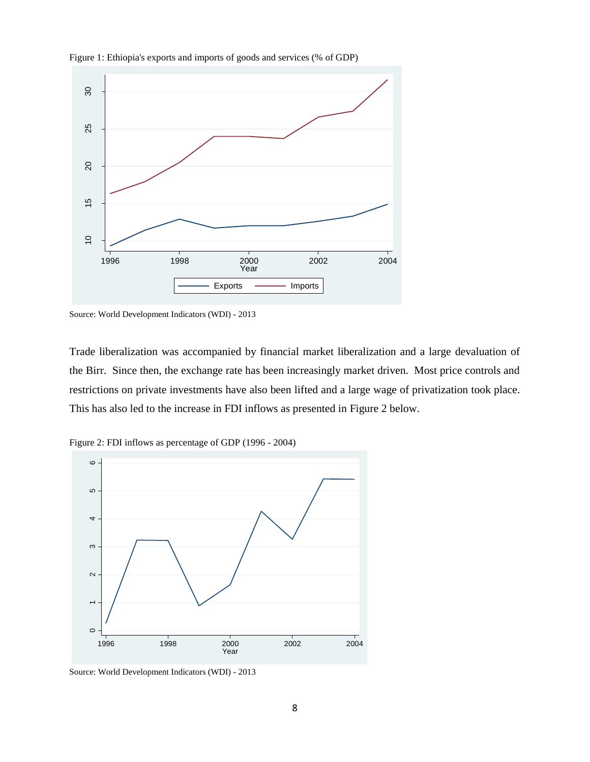Figure 1: Ethiopia's exports and imports of goods and services (% of GDP)

Source: World Development Indicators (WDI) - 2013

Trade liberalization was accompanied by financial market liberalization and a large devaluation of the Birr. Since then, the exchange rate has been increasingly market driven. Most price controls and restrictions on private investments have also been lifted and a large wage of privatization took place. This has also led to the increase in FDI inflows as presented in Figure 2 below.

Figure 2: FDI inflows as percentage of GDP (1996 - 2004)

Source: World Development Indicators (WDI) - 2013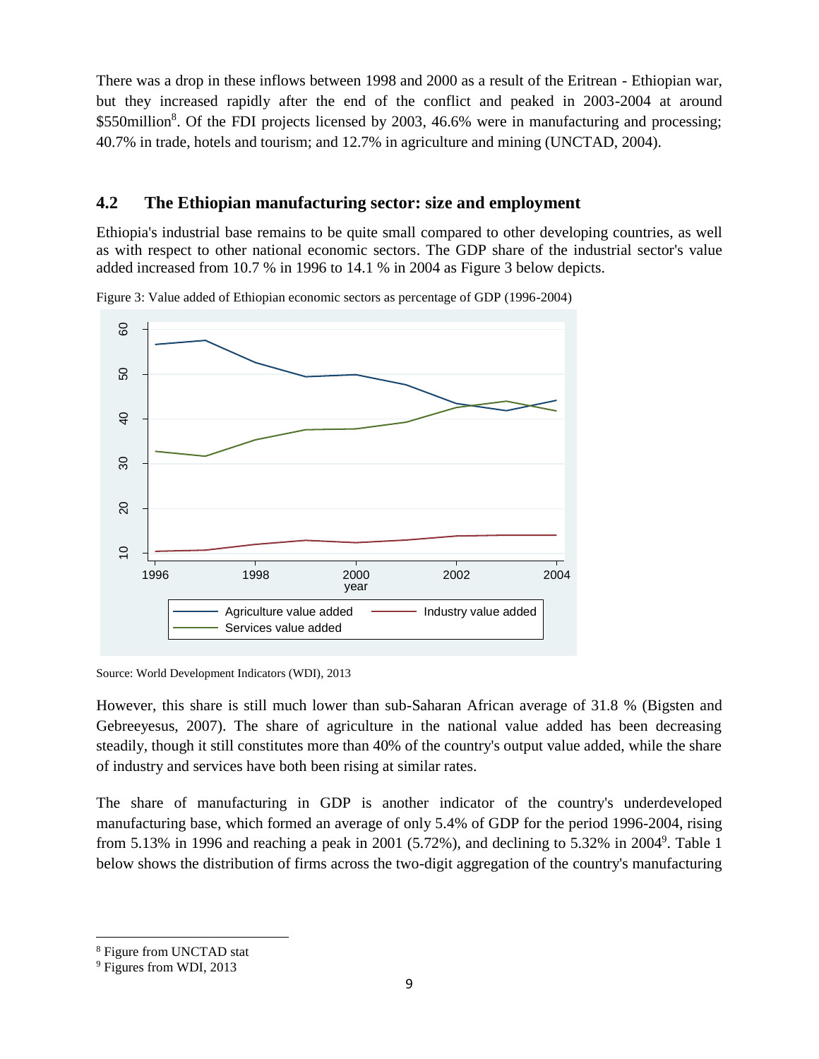There was a drop in these inflows between 1998 and 2000 as a result of the Eritrean - Ethiopian war, but they increased rapidly after the end of the conflict and peaked in 2003-2004 at around \$550million[8]. Of the FDI projects licensed by 2003, 46.6% were in manufacturing and processing; 40.7% in trade, hotels and tourism; and 12.7% in agriculture and mining (UNCTAD, 2004).

## 4.2 The Ethiopian manufacturing sector: size and employment

Ethiopia's industrial base remains to be quite small compared to other developing countries, as well as with respect to other national economic sectors. The GDP share of the industrial sector's value added increased from 10.7 % in 1996 to 14.1 % in 2004 as Figure 3 below depicts.

Figure 3: Value added of Ethiopian economic sectors as percentage of GDP (1996-2004)

Source: World Development Indicators (WDI), 2013

However, this share is still much lower than sub-Saharan African average of 31.8 % (Bigsten and Gebreeyesus, 2007). The share of agriculture in the national value added has been decreasing steadily, though it still constitutes more than 40% of the country's output value added, while the share of industry and services have both been rising at similar rates.

The share of manufacturing in GDP is another indicator of the country's underdeveloped manufacturing base, which formed an average of only 5.4% of GDP for the period 1996-2004, rising from 5.13% in 1996 and reaching a peak in 2001 (5.72%), and declining to 5.32% in 2004[9]. Table 1 below shows the distribution of firms across the two-digit aggregation of the country's manufacturing

---

[8] Figure from UNCTAD stat

[9] Figures from WDI, 2013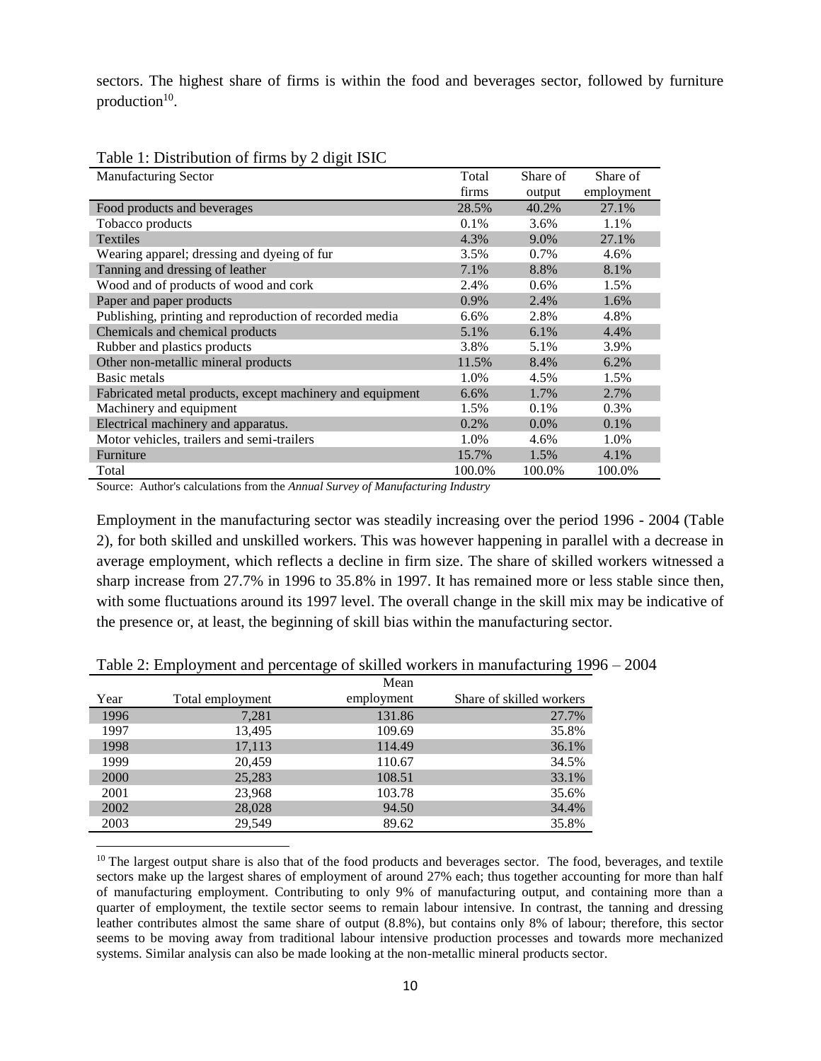sectors. The highest share of firms is within the food and beverages sector, followed by furniture production[10].

Table 1: Distribution of firms by 2 digit ISIC

| Manufacturing Sector | Total firms | Share of output | Share of employment |
|---|---|---|---|
| Food products and beverages | 28.5% | 40.2% | 27.1% |
| Tobacco products | 0.1% | 3.6% | 1.1% |
| Textiles | 4.3% | 9.0% | 27.1% |
| Wearing apparel; dressing and dyeing of fur | 3.5% | 0.7% | 4.6% |
| Tanning and dressing of leather | 7.1% | 8.8% | 8.1% |
| Wood and of products of wood and cork | 2.4% | 0.6% | 1.5% |
| Paper and paper products | 0.9% | 2.4% | 1.6% |
| Publishing, printing and reproduction of recorded media | 6.6% | 2.8% | 4.8% |
| Chemicals and chemical products | 5.1% | 6.1% | 4.4% |
| Rubber and plastics products | 3.8% | 5.1% | 3.9% |
| Other non-metallic mineral products | 11.5% | 8.4% | 6.2% |
| Basic metals | 1.0% | 4.5% | 1.5% |
| Fabricated metal products, except machinery and equipment | 6.6% | 1.7% | 2.7% |
| Machinery and equipment | 1.5% | 0.1% | 0.3% |
| Electrical machinery and apparatus. | 0.2% | 0.0% | 0.1% |
| Motor vehicles, trailers and semi-trailers | 1.0% | 4.6% | 1.0% |
| Furniture | 15.7% | 1.5% | 4.1% |
| Total | 100.0% | 100.0% | 100.0% |

Source: Author's calculations from the *Annual Survey of Manufacturing Industry*

Employment in the manufacturing sector was steadily increasing over the period 1996 - 2004 (Table 2), for both skilled and unskilled workers. This was however happening in parallel with a decrease in average employment, which reflects a decline in firm size. The share of skilled workers witnessed a sharp increase from 27.7% in 1996 to 35.8% in 1997. It has remained more or less stable since then, with some fluctuations around its 1997 level. The overall change in the skill mix may be indicative of the presence or, at least, the beginning of skill bias within the manufacturing sector.

Table 2: Employment and percentage of skilled workers in manufacturing 1996 – 2004

| Year | Total employment | Mean employment | Share of skilled workers |
|---|---|---|---|
| 1996 | 7,281 | 131.86 | 27.7% |
| 1997 | 13,495 | 109.69 | 35.8% |
| 1998 | 17,113 | 114.49 | 36.1% |
| 1999 | 20,459 | 110.67 | 34.5% |
| 2000 | 25,283 | 108.51 | 33.1% |
| 2001 | 23,968 | 103.78 | 35.6% |
| 2002 | 28,028 | 94.50 | 34.4% |
| 2003 | 29,549 | 89.62 | 35.8% |

[10] The largest output share is also that of the food products and beverages sector. The food, beverages, and textile sectors make up the largest shares of employment of around 27% each; thus together accounting for more than half of manufacturing employment. Contributing to only 9% of manufacturing output, and containing more than a quarter of employment, the textile sector seems to remain labour intensive. In contrast, the tanning and dressing leather contributes almost the same share of output (8.8%), but contains only 8% of labour; therefore, this sector seems to be moving away from traditional labour intensive production processes and towards more mechanized systems. Similar analysis can also be made looking at the non-metallic mineral products sector.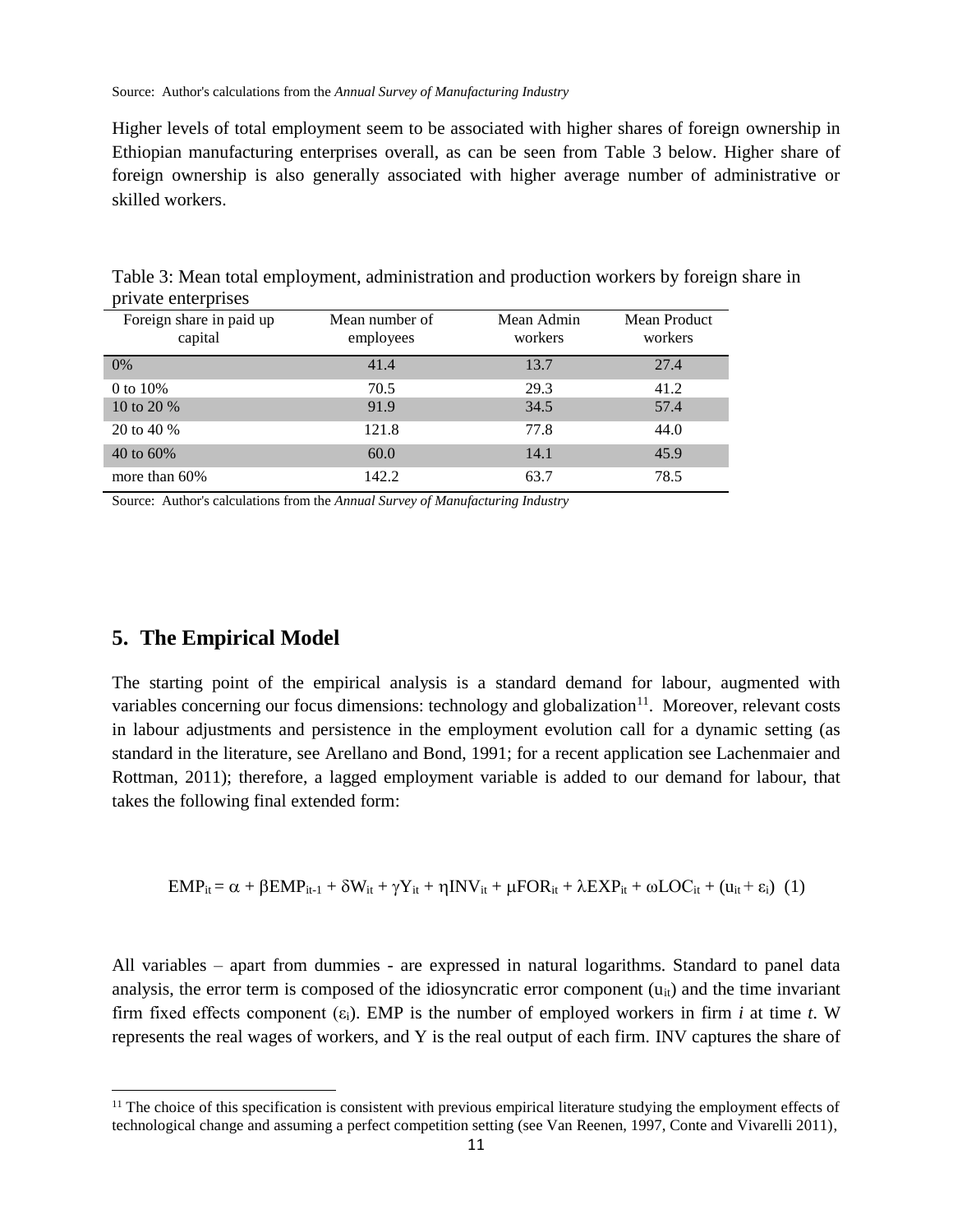Source: Author's calculations from the *Annual Survey of Manufacturing Industry*

Higher levels of total employment seem to be associated with higher shares of foreign ownership in Ethiopian manufacturing enterprises overall, as can be seen from Table 3 below. Higher share of foreign ownership is also generally associated with higher average number of administrative or skilled workers.

Table 3: Mean total employment, administration and production workers by foreign share in private enterprises

| Foreign share in paid up capital | Mean number of employees | Mean Admin workers | Mean Product workers |
|---|---|---|---|
| 0% | 41.4 | 13.7 | 27.4 |
| 0 to 10% | 70.5 | 29.3 | 41.2 |
| 10 to 20 % | 91.9 | 34.5 | 57.4 |
| 20 to 40 % | 121.8 | 77.8 | 44.0 |
| 40 to 60% | 60.0 | 14.1 | 45.9 |
| more than 60% | 142.2 | 63.7 | 78.5 |

Source: Author's calculations from the *Annual Survey of Manufacturing Industry*

## 5. The Empirical Model

The starting point of the empirical analysis is a standard demand for labour, augmented with variables concerning our focus dimensions: technology and globalization[11]. Moreover, relevant costs in labour adjustments and persistence in the employment evolution call for a dynamic setting (as standard in the literature, see Arellano and Bond, 1991; for a recent application see Lachenmaier and Rottman, 2011); therefore, a lagged employment variable is added to our demand for labour, that takes the following final extended form:

$$EMP_{it} = \alpha + \beta EMP_{it-1} + \delta W_{it} + \gamma Y_{it} + \eta INV_{it} + \mu FOR_{it} + \lambda EXP_{it} + \omega LOC_{it} + (u_{it} + \varepsilon_i) \quad (1)$$

All variables – apart from dummies - are expressed in natural logarithms. Standard to panel data analysis, the error term is composed of the idiosyncratic error component ($u_{it}$) and the time invariant firm fixed effects component ($\varepsilon_i$). EMP is the number of employed workers in firm $i$ at time $t$. W represents the real wages of workers, and Y is the real output of each firm. INV captures the share of

[11] The choice of this specification is consistent with previous empirical literature studying the employment effects of technological change and assuming a perfect competition setting (see Van Reenen, 1997, Conte and Vivarelli 2011),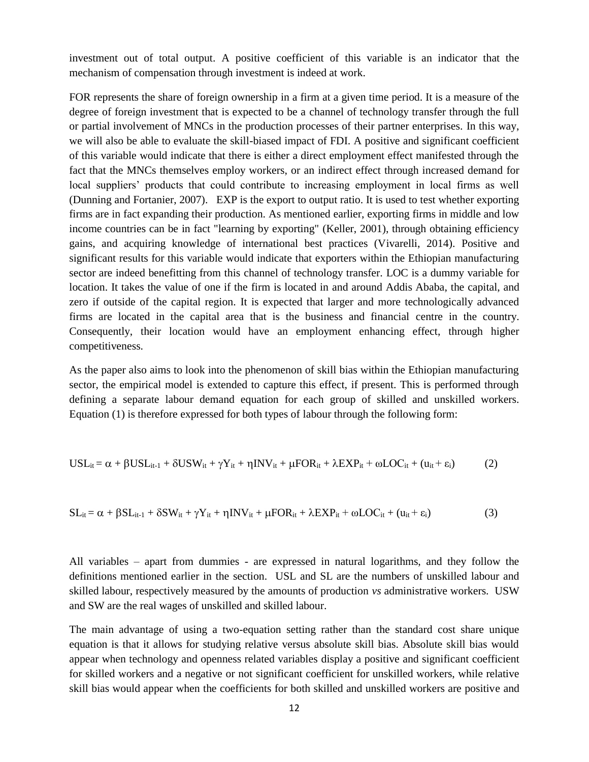investment out of total output. A positive coefficient of this variable is an indicator that the mechanism of compensation through investment is indeed at work.

FOR represents the share of foreign ownership in a firm at a given time period. It is a measure of the degree of foreign investment that is expected to be a channel of technology transfer through the full or partial involvement of MNCs in the production processes of their partner enterprises. In this way, we will also be able to evaluate the skill-biased impact of FDI. A positive and significant coefficient of this variable would indicate that there is either a direct employment effect manifested through the fact that the MNCs themselves employ workers, or an indirect effect through increased demand for local suppliers' products that could contribute to increasing employment in local firms as well (Dunning and Fortanier, 2007). EXP is the export to output ratio. It is used to test whether exporting firms are in fact expanding their production. As mentioned earlier, exporting firms in middle and low income countries can be in fact "learning by exporting" (Keller, 2001), through obtaining efficiency gains, and acquiring knowledge of international best practices (Vivarelli, 2014). Positive and significant results for this variable would indicate that exporters within the Ethiopian manufacturing sector are indeed benefitting from this channel of technology transfer. LOC is a dummy variable for location. It takes the value of one if the firm is located in and around Addis Ababa, the capital, and zero if outside of the capital region. It is expected that larger and more technologically advanced firms are located in the capital area that is the business and financial centre in the country. Consequently, their location would have an employment enhancing effect, through higher competitiveness.

As the paper also aims to look into the phenomenon of skill bias within the Ethiopian manufacturing sector, the empirical model is extended to capture this effect, if present. This is performed through defining a separate labour demand equation for each group of skilled and unskilled workers. Equation (1) is therefore expressed for both types of labour through the following form:

$$USL_{it} = \alpha + \beta USL_{it-1} + \delta USW_{it} + \gamma Y_{it} + \eta INV_{it} + \mu FOR_{it} + \lambda EXP_{it} + \omega LOC_{it} + (u_{it} + \varepsilon_i) \qquad (2)$$

$$SL_{it} = \alpha + \beta SL_{it-1} + \delta SW_{it} + \gamma Y_{it} + \eta INV_{it} + \mu FOR_{it} + \lambda EXP_{it} + \omega LOC_{it} + (u_{it} + \varepsilon_i) \qquad (3)$$

All variables – apart from dummies - are expressed in natural logarithms, and they follow the definitions mentioned earlier in the section. USL and SL are the numbers of unskilled labour and skilled labour, respectively measured by the amounts of production *vs* administrative workers. USW and SW are the real wages of unskilled and skilled labour.

The main advantage of using a two-equation setting rather than the standard cost share unique equation is that it allows for studying relative versus absolute skill bias. Absolute skill bias would appear when technology and openness related variables display a positive and significant coefficient for skilled workers and a negative or not significant coefficient for unskilled workers, while relative skill bias would appear when the coefficients for both skilled and unskilled workers are positive and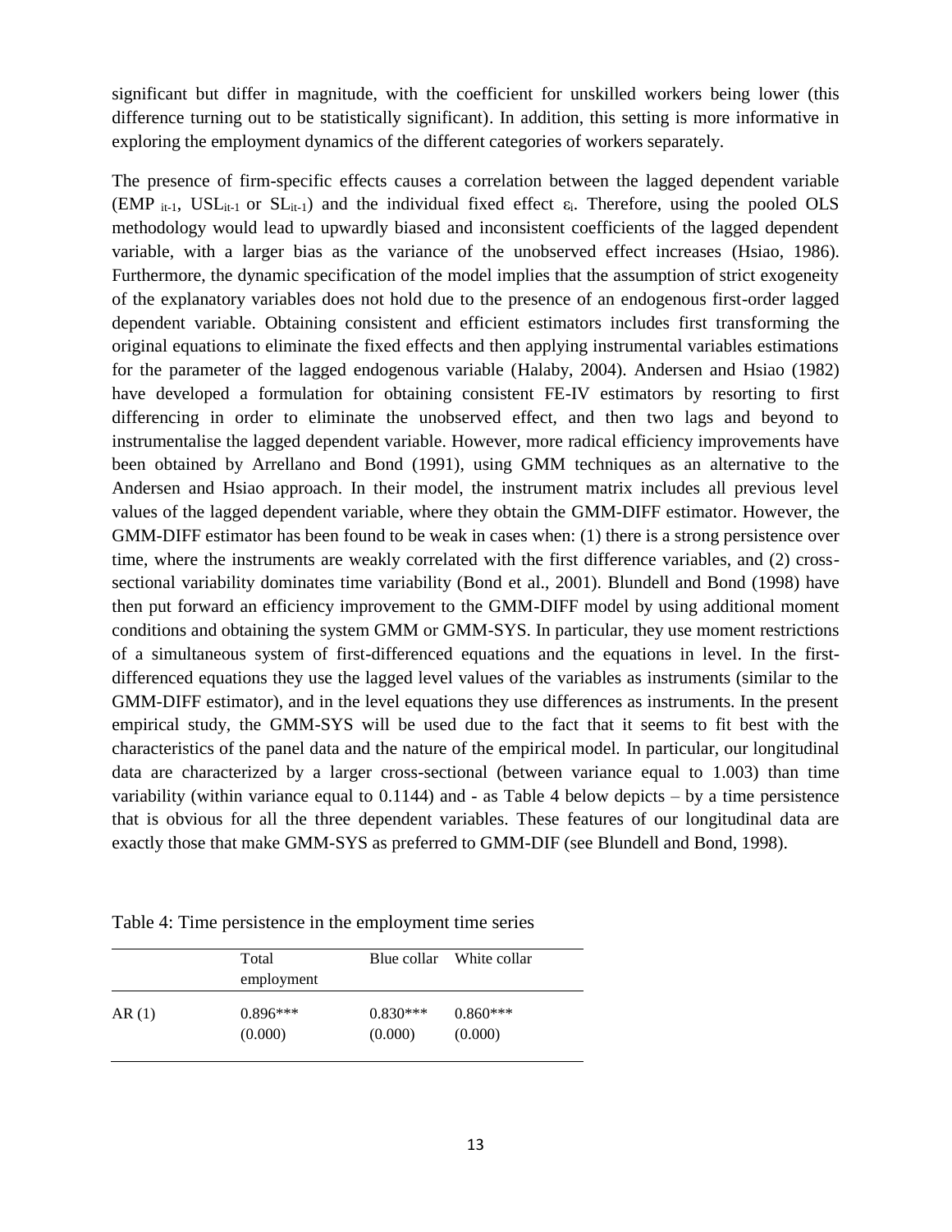significant but differ in magnitude, with the coefficient for unskilled workers being lower (this difference turning out to be statistically significant). In addition, this setting is more informative in exploring the employment dynamics of the different categories of workers separately.

The presence of firm-specific effects causes a correlation between the lagged dependent variable ($EMP_{it-1}$, $USL_{it-1}$ or $SL_{it-1}$) and the individual fixed effect $\varepsilon_i$. Therefore, using the pooled OLS methodology would lead to upwardly biased and inconsistent coefficients of the lagged dependent variable, with a larger bias as the variance of the unobserved effect increases (Hsiao, 1986). Furthermore, the dynamic specification of the model implies that the assumption of strict exogeneity of the explanatory variables does not hold due to the presence of an endogenous first-order lagged dependent variable. Obtaining consistent and efficient estimators includes first transforming the original equations to eliminate the fixed effects and then applying instrumental variables estimations for the parameter of the lagged endogenous variable (Halaby, 2004). Andersen and Hsiao (1982) have developed a formulation for obtaining consistent FE-IV estimators by resorting to first differencing in order to eliminate the unobserved effect, and then two lags and beyond to instrumentalise the lagged dependent variable. However, more radical efficiency improvements have been obtained by Arrellano and Bond (1991), using GMM techniques as an alternative to the Andersen and Hsiao approach. In their model, the instrument matrix includes all previous level values of the lagged dependent variable, where they obtain the GMM-DIFF estimator. However, the GMM-DIFF estimator has been found to be weak in cases when: (1) there is a strong persistence over time, where the instruments are weakly correlated with the first difference variables, and (2) cross-sectional variability dominates time variability (Bond et al., 2001). Blundell and Bond (1998) have then put forward an efficiency improvement to the GMM-DIFF model by using additional moment conditions and obtaining the system GMM or GMM-SYS. In particular, they use moment restrictions of a simultaneous system of first-differenced equations and the equations in level. In the first-differenced equations they use the lagged level values of the variables as instruments (similar to the GMM-DIFF estimator), and in the level equations they use differences as instruments. In the present empirical study, the GMM-SYS will be used due to the fact that it seems to fit best with the characteristics of the panel data and the nature of the empirical model. In particular, our longitudinal data are characterized by a larger cross-sectional (between variance equal to 1.003) than time variability (within variance equal to 0.1144) and - as Table 4 below depicts – by a time persistence that is obvious for all the three dependent variables. These features of our longitudinal data are exactly those that make GMM-SYS as preferred to GMM-DIF (see Blundell and Bond, 1998).

Table 4: Time persistence in the employment time series

| | Total employment | Blue collar | White collar |
|---|---|---|---|
| AR (1) | 0.896*** | 0.830*** | 0.860*** |
| | (0.000) | (0.000) | (0.000) |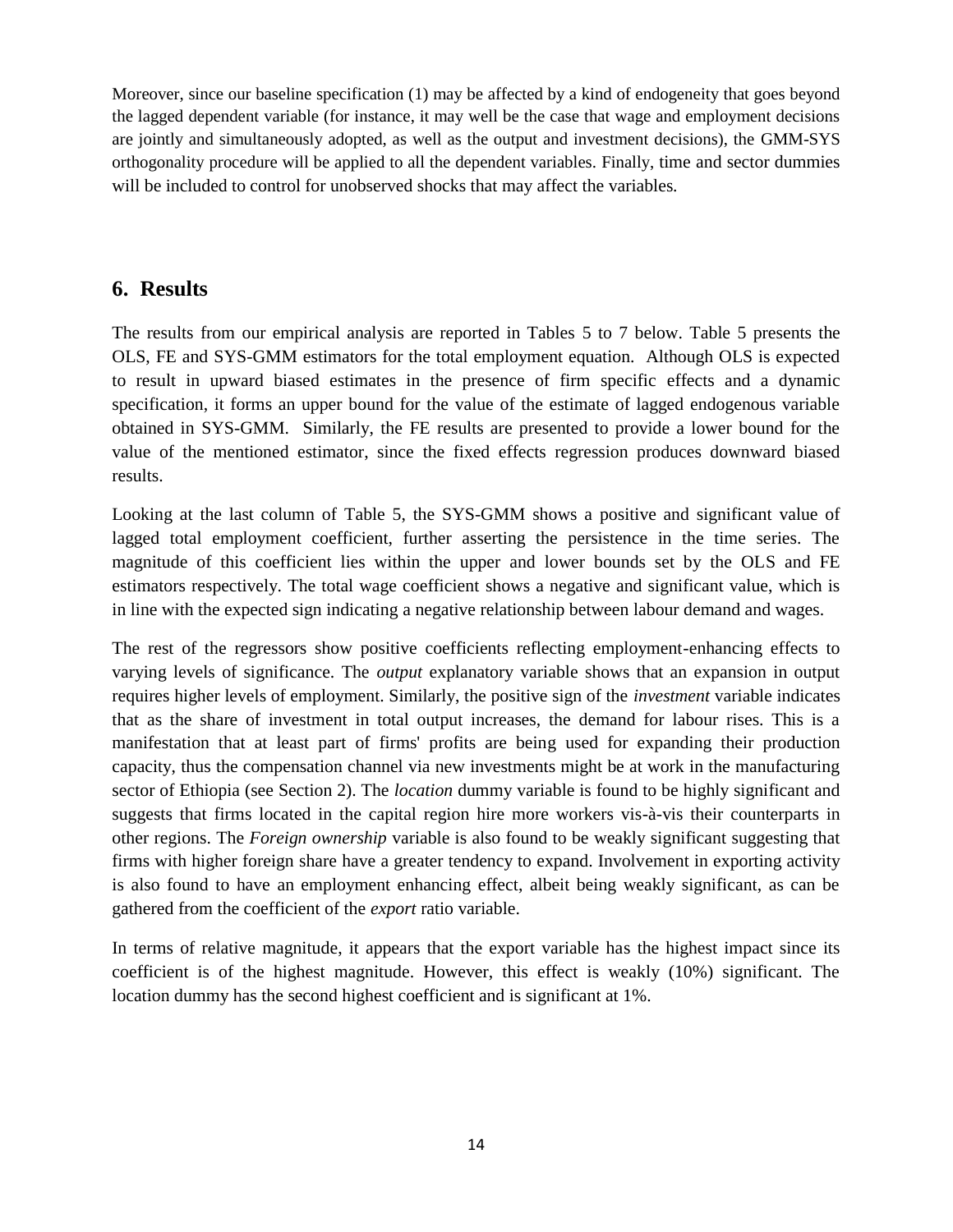Moreover, since our baseline specification (1) may be affected by a kind of endogeneity that goes beyond the lagged dependent variable (for instance, it may well be the case that wage and employment decisions are jointly and simultaneously adopted, as well as the output and investment decisions), the GMM-SYS orthogonality procedure will be applied to all the dependent variables. Finally, time and sector dummies will be included to control for unobserved shocks that may affect the variables.

## 6. Results

The results from our empirical analysis are reported in Tables 5 to 7 below. Table 5 presents the OLS, FE and SYS-GMM estimators for the total employment equation. Although OLS is expected to result in upward biased estimates in the presence of firm specific effects and a dynamic specification, it forms an upper bound for the value of the estimate of lagged endogenous variable obtained in SYS-GMM. Similarly, the FE results are presented to provide a lower bound for the value of the mentioned estimator, since the fixed effects regression produces downward biased results.

Looking at the last column of Table 5, the SYS-GMM shows a positive and significant value of lagged total employment coefficient, further asserting the persistence in the time series. The magnitude of this coefficient lies within the upper and lower bounds set by the OLS and FE estimators respectively. The total wage coefficient shows a negative and significant value, which is in line with the expected sign indicating a negative relationship between labour demand and wages.

The rest of the regressors show positive coefficients reflecting employment-enhancing effects to varying levels of significance. The *output* explanatory variable shows that an expansion in output requires higher levels of employment. Similarly, the positive sign of the *investment* variable indicates that as the share of investment in total output increases, the demand for labour rises. This is a manifestation that at least part of firms' profits are being used for expanding their production capacity, thus the compensation channel via new investments might be at work in the manufacturing sector of Ethiopia (see Section 2). The *location* dummy variable is found to be highly significant and suggests that firms located in the capital region hire more workers vis-à-vis their counterparts in other regions. The *Foreign ownership* variable is also found to be weakly significant suggesting that firms with higher foreign share have a greater tendency to expand. Involvement in exporting activity is also found to have an employment enhancing effect, albeit being weakly significant, as can be gathered from the coefficient of the *export* ratio variable.

In terms of relative magnitude, it appears that the export variable has the highest impact since its coefficient is of the highest magnitude. However, this effect is weakly (10%) significant. The location dummy has the second highest coefficient and is significant at 1%.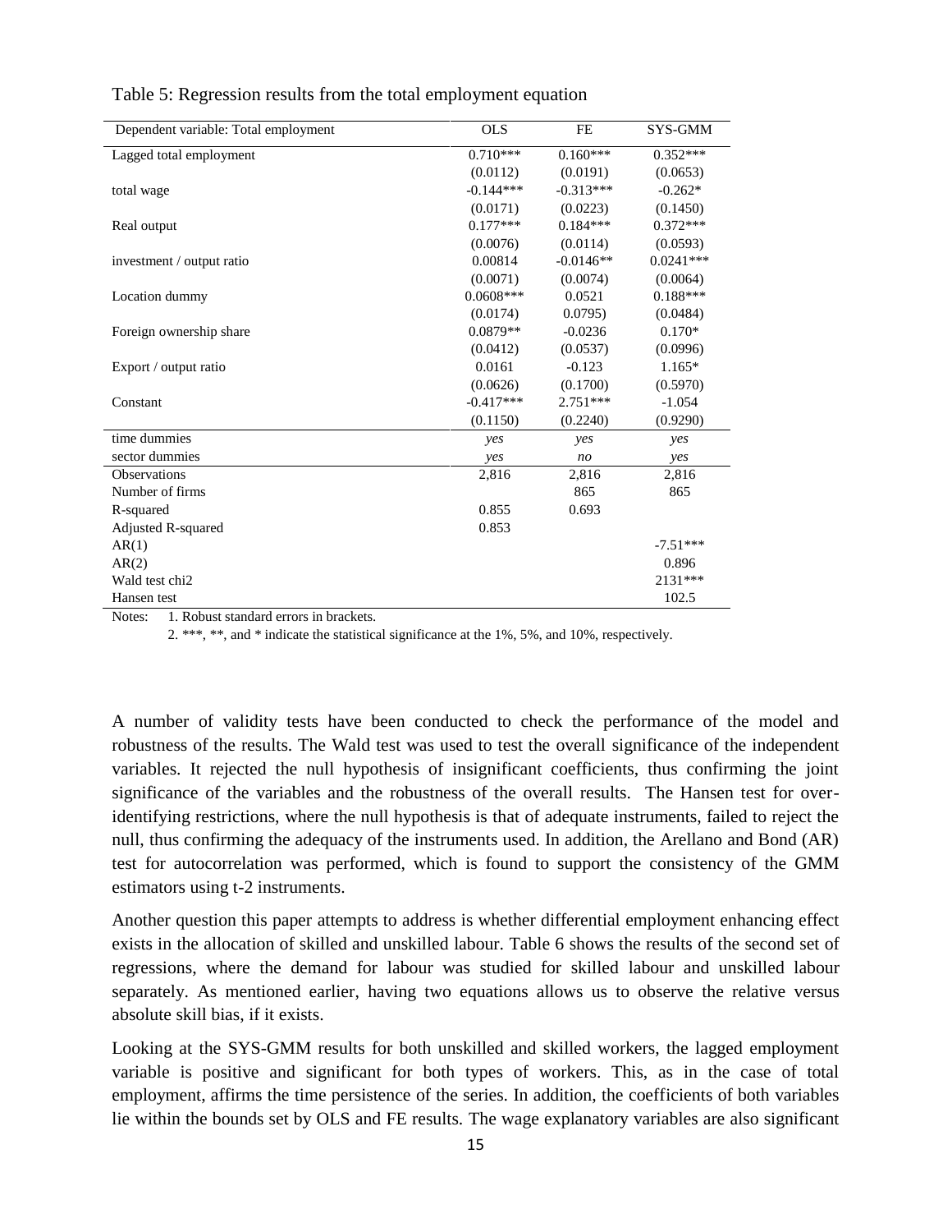Table 5: Regression results from the total employment equation

| Dependent variable: Total employment | OLS | FE | SYS-GMM |
|---|---|---|---|
| Lagged total employment | 0.710*** | 0.160*** | 0.352*** |
| | (0.0112) | (0.0191) | (0.0653) |
| total wage | -0.144*** | -0.313*** | -0.262* |
| | (0.0171) | (0.0223) | (0.1450) |
| Real output | 0.177*** | 0.184*** | 0.372*** |
| | (0.0076) | (0.0114) | (0.0593) |
| investment / output ratio | 0.00814 | -0.0146** | 0.0241*** |
| | (0.0071) | (0.0074) | (0.0064) |
| Location dummy | 0.0608*** | 0.0521 | 0.188*** |
| | (0.0174) | 0.0795) | (0.0484) |
| Foreign ownership share | 0.0879** | -0.0236 | 0.170* |
| | (0.0412) | (0.0537) | (0.0996) |
| Export / output ratio | 0.0161 | -0.123 | 1.165* |
| | (0.0626) | (0.1700) | (0.5970) |
| Constant | -0.417*** | 2.751*** | -1.054 |
| | (0.1150) | (0.2240) | (0.9290) |
| time dummies | *yes* | *yes* | *yes* |
| sector dummies | *yes* | *no* | *yes* |
| Observations | 2,816 | 2,816 | 2,816 |
| Number of firms | | 865 | 865 |
| R-squared | 0.855 | 0.693 | |
| Adjusted R-squared | 0.853 | | |
| AR(1) | | | -7.51*** |
| AR(2) | | | 0.896 |
| Wald test chi2 | | | 2131*** |
| Hansen test | | | 102.5 |

Notes: 1. Robust standard errors in brackets.
2. ***, **, and * indicate the statistical significance at the 1%, 5%, and 10%, respectively.

A number of validity tests have been conducted to check the performance of the model and robustness of the results. The Wald test was used to test the overall significance of the independent variables. It rejected the null hypothesis of insignificant coefficients, thus confirming the joint significance of the variables and the robustness of the overall results. The Hansen test for over-identifying restrictions, where the null hypothesis is that of adequate instruments, failed to reject the null, thus confirming the adequacy of the instruments used. In addition, the Arellano and Bond (AR) test for autocorrelation was performed, which is found to support the consistency of the GMM estimators using t-2 instruments.

Another question this paper attempts to address is whether differential employment enhancing effect exists in the allocation of skilled and unskilled labour. Table 6 shows the results of the second set of regressions, where the demand for labour was studied for skilled labour and unskilled labour separately. As mentioned earlier, having two equations allows us to observe the relative versus absolute skill bias, if it exists.

Looking at the SYS-GMM results for both unskilled and skilled workers, the lagged employment variable is positive and significant for both types of workers. This, as in the case of total employment, affirms the time persistence of the series. In addition, the coefficients of both variables lie within the bounds set by OLS and FE results. The wage explanatory variables are also significant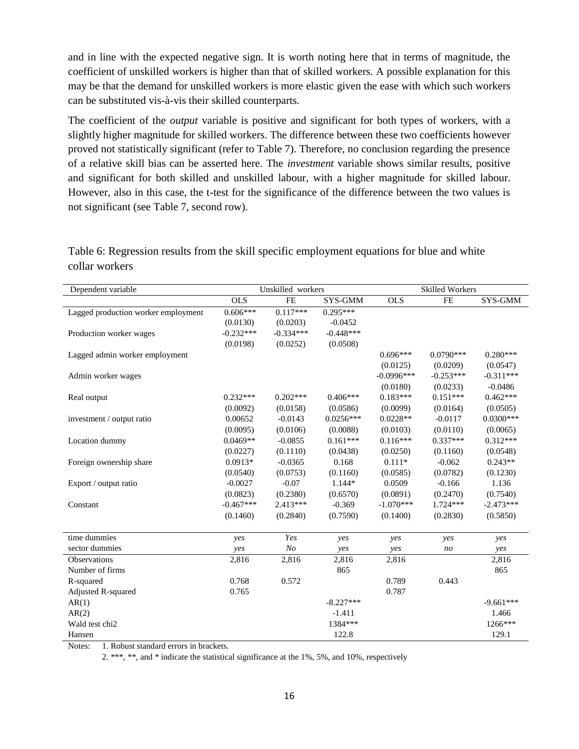and in line with the expected negative sign. It is worth noting here that in terms of magnitude, the coefficient of unskilled workers is higher than that of skilled workers. A possible explanation for this may be that the demand for unskilled workers is more elastic given the ease with which such workers can be substituted vis-à-vis their skilled counterparts.

The coefficient of the *output* variable is positive and significant for both types of workers, with a slightly higher magnitude for skilled workers. The difference between these two coefficients however proved not statistically significant (refer to Table 7). Therefore, no conclusion regarding the presence of a relative skill bias can be asserted here. The *investment* variable shows similar results, positive and significant for both skilled and unskilled labour, with a higher magnitude for skilled labour. However, also in this case, the t-test for the significance of the difference between the two values is not significant (see Table 7, second row).

Table 6: Regression results from the skill specific employment equations for blue and white collar workers

| Dependent variable | Unskilled workers | | | Skilled Workers | | |
|---|---|---|---|---|---|---|
| | OLS | FE | SYS-GMM | OLS | FE | SYS-GMM |
| Lagged production worker employment | 0.606*** | 0.117*** | 0.295*** | | | |
| | (0.0130) | (0.0203) | -0.0452 | | | |
| Production worker wages | -0.232*** | -0.334*** | -0.448*** | | | |
| | (0.0198) | (0.0252) | (0.0508) | | | |
| Lagged admin worker employment | | | | 0.696*** | 0.0790*** | 0.280*** |
| | | | | (0.0125) | (0.0209) | (0.0547) |
| Admin worker wages | | | | -0.0996*** | -0.253*** | -0.311*** |
| | | | | (0.0180) | (0.0233) | -0.0486 |
| Real output | 0.232*** | 0.202*** | 0.406*** | 0.183*** | 0.151*** | 0.462*** |
| | (0.0092) | (0.0158) | (0.0586) | (0.0099) | (0.0164) | (0.0505) |
| investment / output ratio | 0.00652 | -0.0143 | 0.0256*** | 0.0228** | -0.0117 | 0.0300*** |
| | (0.0095) | (0.0106) | (0.0088) | (0.0103) | (0.0110) | (0.0065) |
| Location dummy | 0.0469** | -0.0855 | 0.161*** | 0.116*** | 0.337*** | 0.312*** |
| | (0.0227) | (0.1110) | (0.0438) | (0.0250) | (0.1160) | (0.0548) |
| Foreign ownership share | 0.0913* | -0.0365 | 0.168 | 0.111* | -0.062 | 0.243** |
| | (0.0540) | (0.0753) | (0.1160) | (0.0585) | (0.0782) | (0.1230) |
| Export / output ratio | -0.0027 | -0.07 | 1.144* | 0.0509 | -0.166 | 1.136 |
| | (0.0823) | (0.2380) | (0.6570) | (0.0891) | (0.2470) | (0.7540) |
| Constant | -0.467*** | 2.413*** | -0.369 | -1.070*** | 1.724*** | -2.473*** |
| | (0.1460) | (0.2840) | (0.7590) | (0.1400) | (0.2830) | (0.5850) |
| time dummies | *yes* | *Yes* | *yes* | *yes* | *yes* | *yes* |
| sector dummies | *yes* | *No* | *yes* | *yes* | *no* | *yes* |
| Observations | 2,816 | 2,816 | 2,816 | 2,816 | | 2,816 |
| Number of firms | | | 865 | | | 865 |
| R-squared | 0.768 | 0.572 | | 0.789 | 0.443 | |
| Adjusted R-squared | 0.765 | | | 0.787 | | |
| AR(1) | | | -8.227*** | | | -9.661*** |
| AR(2) | | | -1.411 | | | 1.466 |
| Wald test chi2 | | | 1384*** | | | 1266*** |
| Hansen | | | 122.8 | | | 129.1 |

Notes: 1. Robust standard errors in brackets.

2. ***, **, and * indicate the statistical significance at the 1%, 5%, and 10%, respectively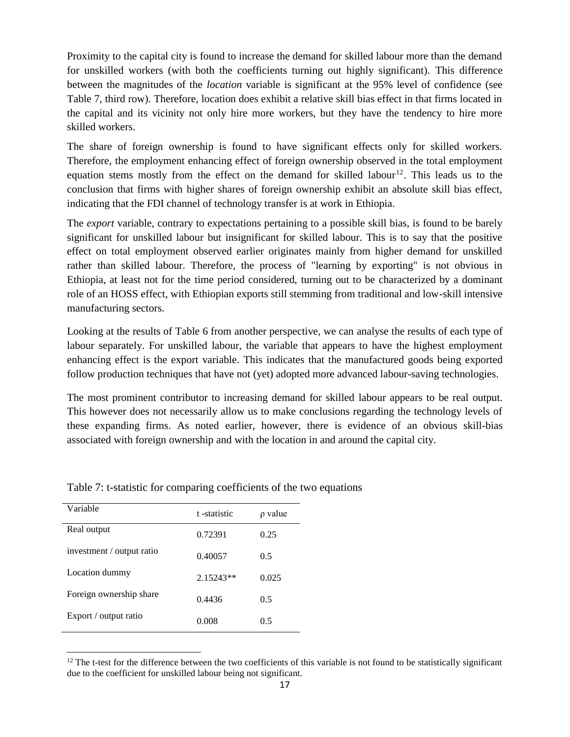Proximity to the capital city is found to increase the demand for skilled labour more than the demand for unskilled workers (with both the coefficients turning out highly significant). This difference between the magnitudes of the *location* variable is significant at the 95% level of confidence (see Table 7, third row). Therefore, location does exhibit a relative skill bias effect in that firms located in the capital and its vicinity not only hire more workers, but they have the tendency to hire more skilled workers.

The share of foreign ownership is found to have significant effects only for skilled workers. Therefore, the employment enhancing effect of foreign ownership observed in the total employment equation stems mostly from the effect on the demand for skilled labour[12]. This leads us to the conclusion that firms with higher shares of foreign ownership exhibit an absolute skill bias effect, indicating that the FDI channel of technology transfer is at work in Ethiopia.

The *export* variable, contrary to expectations pertaining to a possible skill bias, is found to be barely significant for unskilled labour but insignificant for skilled labour. This is to say that the positive effect on total employment observed earlier originates mainly from higher demand for unskilled rather than skilled labour. Therefore, the process of "learning by exporting" is not obvious in Ethiopia, at least not for the time period considered, turning out to be characterized by a dominant role of an HOSS effect, with Ethiopian exports still stemming from traditional and low-skill intensive manufacturing sectors.

Looking at the results of Table 6 from another perspective, we can analyse the results of each type of labour separately. For unskilled labour, the variable that appears to have the highest employment enhancing effect is the export variable. This indicates that the manufactured goods being exported follow production techniques that have not (yet) adopted more advanced labour-saving technologies.

The most prominent contributor to increasing demand for skilled labour appears to be real output. This however does not necessarily allow us to make conclusions regarding the technology levels of these expanding firms. As noted earlier, however, there is evidence of an obvious skill-bias associated with foreign ownership and with the location in and around the capital city.

Table 7: t-statistic for comparing coefficients of the two equations

| Variable | t -statistic | ρ value |
|---|---|---|
| Real output | 0.72391 | 0.25 |
| investment / output ratio | 0.40057 | 0.5 |
| Location dummy | 2.15243** | 0.025 |
| Foreign ownership share | 0.4436 | 0.5 |
| Export / output ratio | 0.008 | 0.5 |

[12] The t-test for the difference between the two coefficients of this variable is not found to be statistically significant due to the coefficient for unskilled labour being not significant.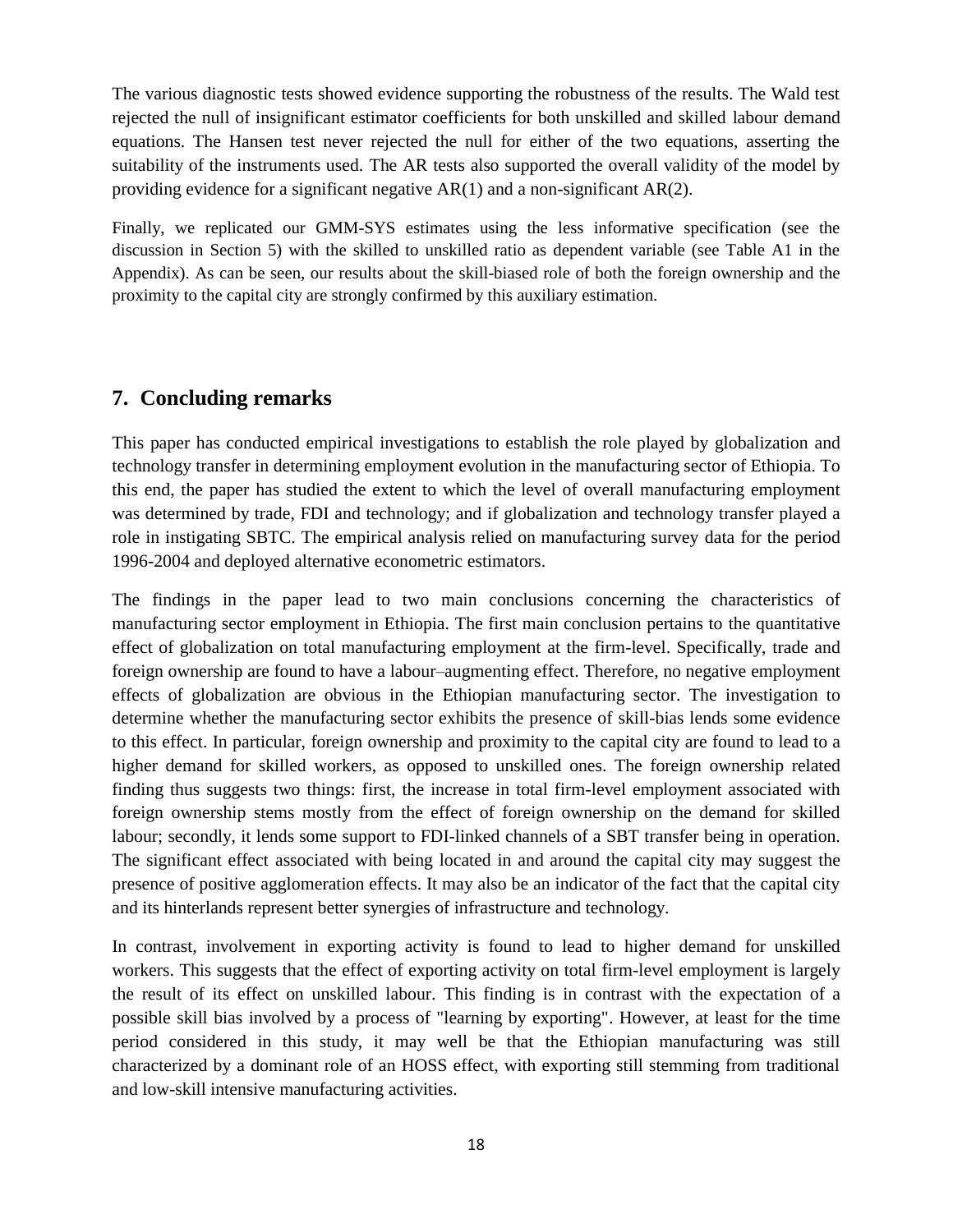The various diagnostic tests showed evidence supporting the robustness of the results. The Wald test rejected the null of insignificant estimator coefficients for both unskilled and skilled labour demand equations. The Hansen test never rejected the null for either of the two equations, asserting the suitability of the instruments used. The AR tests also supported the overall validity of the model by providing evidence for a significant negative AR(1) and a non-significant AR(2).

Finally, we replicated our GMM-SYS estimates using the less informative specification (see the discussion in Section 5) with the skilled to unskilled ratio as dependent variable (see Table A1 in the Appendix). As can be seen, our results about the skill-biased role of both the foreign ownership and the proximity to the capital city are strongly confirmed by this auxiliary estimation.

## 7. Concluding remarks

This paper has conducted empirical investigations to establish the role played by globalization and technology transfer in determining employment evolution in the manufacturing sector of Ethiopia. To this end, the paper has studied the extent to which the level of overall manufacturing employment was determined by trade, FDI and technology; and if globalization and technology transfer played a role in instigating SBTC. The empirical analysis relied on manufacturing survey data for the period 1996-2004 and deployed alternative econometric estimators.

The findings in the paper lead to two main conclusions concerning the characteristics of manufacturing sector employment in Ethiopia. The first main conclusion pertains to the quantitative effect of globalization on total manufacturing employment at the firm-level. Specifically, trade and foreign ownership are found to have a labour–augmenting effect. Therefore, no negative employment effects of globalization are obvious in the Ethiopian manufacturing sector. The investigation to determine whether the manufacturing sector exhibits the presence of skill-bias lends some evidence to this effect. In particular, foreign ownership and proximity to the capital city are found to lead to a higher demand for skilled workers, as opposed to unskilled ones. The foreign ownership related finding thus suggests two things: first, the increase in total firm-level employment associated with foreign ownership stems mostly from the effect of foreign ownership on the demand for skilled labour; secondly, it lends some support to FDI-linked channels of a SBT transfer being in operation. The significant effect associated with being located in and around the capital city may suggest the presence of positive agglomeration effects. It may also be an indicator of the fact that the capital city and its hinterlands represent better synergies of infrastructure and technology.

In contrast, involvement in exporting activity is found to lead to higher demand for unskilled workers. This suggests that the effect of exporting activity on total firm-level employment is largely the result of its effect on unskilled labour. This finding is in contrast with the expectation of a possible skill bias involved by a process of "learning by exporting". However, at least for the time period considered in this study, it may well be that the Ethiopian manufacturing was still characterized by a dominant role of an HOSS effect, with exporting still stemming from traditional and low-skill intensive manufacturing activities.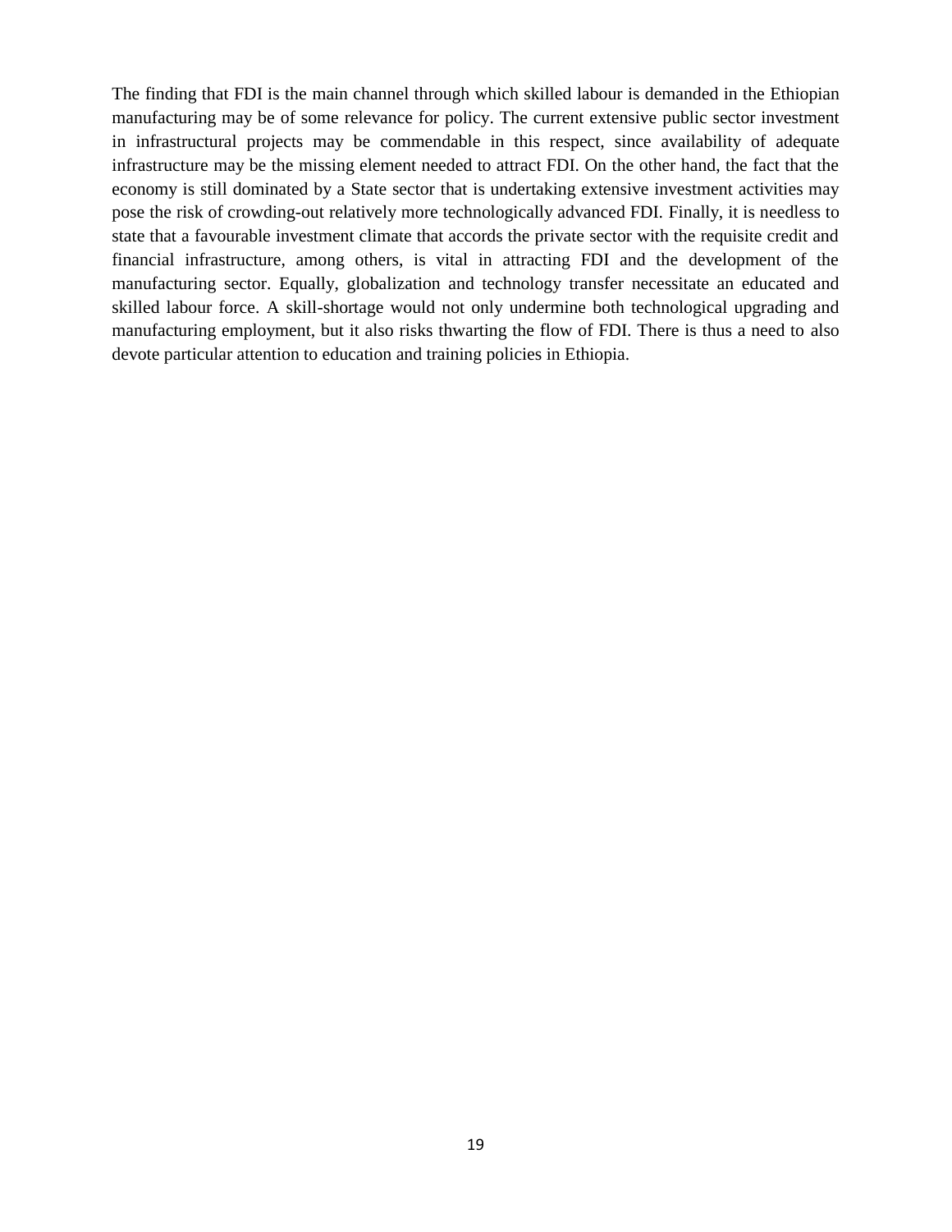The finding that FDI is the main channel through which skilled labour is demanded in the Ethiopian manufacturing may be of some relevance for policy. The current extensive public sector investment in infrastructural projects may be commendable in this respect, since availability of adequate infrastructure may be the missing element needed to attract FDI. On the other hand, the fact that the economy is still dominated by a State sector that is undertaking extensive investment activities may pose the risk of crowding-out relatively more technologically advanced FDI. Finally, it is needless to state that a favourable investment climate that accords the private sector with the requisite credit and financial infrastructure, among others, is vital in attracting FDI and the development of the manufacturing sector. Equally, globalization and technology transfer necessitate an educated and skilled labour force. A skill-shortage would not only undermine both technological upgrading and manufacturing employment, but it also risks thwarting the flow of FDI. There is thus a need to also devote particular attention to education and training policies in Ethiopia.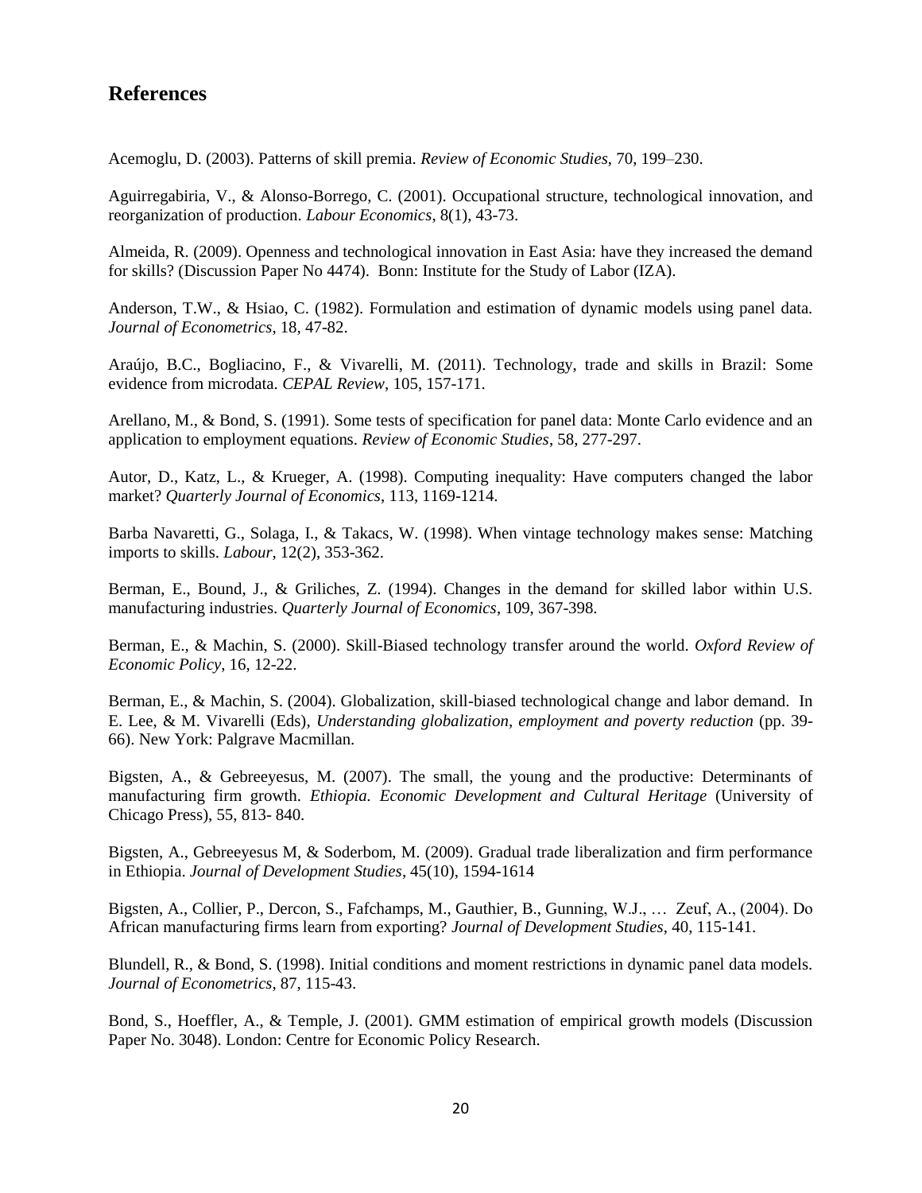## References

Acemoglu, D. (2003). Patterns of skill premia. *Review of Economic Studies*, 70, 199–230.

Aguirregabiria, V., & Alonso-Borrego, C. (2001). Occupational structure, technological innovation, and reorganization of production. *Labour Economics*, 8(1), 43-73.

Almeida, R. (2009). Openness and technological innovation in East Asia: have they increased the demand for skills? (Discussion Paper No 4474). Bonn: Institute for the Study of Labor (IZA).

Anderson, T.W., & Hsiao, C. (1982). Formulation and estimation of dynamic models using panel data. *Journal of Econometrics*, 18, 47-82.

Araújo, B.C., Bogliacino, F., & Vivarelli, M. (2011). Technology, trade and skills in Brazil: Some evidence from microdata. *CEPAL Review*, 105, 157-171.

Arellano, M., & Bond, S. (1991). Some tests of specification for panel data: Monte Carlo evidence and an application to employment equations. *Review of Economic Studies*, 58, 277-297.

Autor, D., Katz, L., & Krueger, A. (1998). Computing inequality: Have computers changed the labor market? *Quarterly Journal of Economics*, 113, 1169-1214.

Barba Navaretti, G., Solaga, I., & Takacs, W. (1998). When vintage technology makes sense: Matching imports to skills. *Labour*, 12(2), 353-362.

Berman, E., Bound, J., & Griliches, Z. (1994). Changes in the demand for skilled labor within U.S. manufacturing industries. *Quarterly Journal of Economics*, 109, 367-398.

Berman, E., & Machin, S. (2000). Skill-Biased technology transfer around the world. *Oxford Review of Economic Policy*, 16, 12-22.

Berman, E., & Machin, S. (2004). Globalization, skill-biased technological change and labor demand. In E. Lee, & M. Vivarelli (Eds), *Understanding globalization, employment and poverty reduction* (pp. 39-66). New York: Palgrave Macmillan.

Bigsten, A., & Gebreeyesus, M. (2007). The small, the young and the productive: Determinants of manufacturing firm growth. *Ethiopia. Economic Development and Cultural Heritage* (University of Chicago Press), 55, 813- 840.

Bigsten, A., Gebreeyesus M, & Soderbom, M. (2009). Gradual trade liberalization and firm performance in Ethiopia. *Journal of Development Studies*, 45(10), 1594-1614

Bigsten, A., Collier, P., Dercon, S., Fafchamps, M., Gauthier, B., Gunning, W.J., … Zeuf, A., (2004). Do African manufacturing firms learn from exporting? *Journal of Development Studies*, 40, 115-141.

Blundell, R., & Bond, S. (1998). Initial conditions and moment restrictions in dynamic panel data models. *Journal of Econometrics*, 87, 115-43.

Bond, S., Hoeffler, A., & Temple, J. (2001). GMM estimation of empirical growth models (Discussion Paper No. 3048). London: Centre for Economic Policy Research.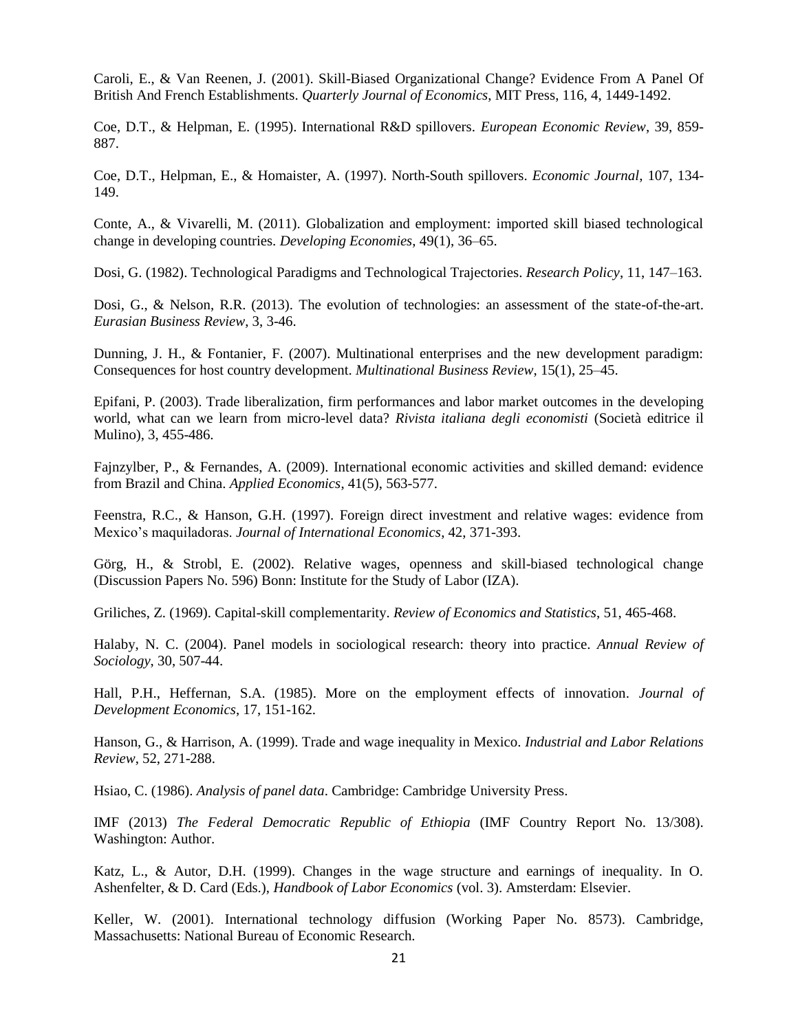Caroli, E., & Van Reenen, J. (2001). Skill-Biased Organizational Change? Evidence From A Panel Of British And French Establishments. *Quarterly Journal of Economics*, MIT Press, 116, 4, 1449-1492.

Coe, D.T., & Helpman, E. (1995). International R&D spillovers. *European Economic Review*, 39, 859-887.

Coe, D.T., Helpman, E., & Homaister, A. (1997). North-South spillovers. *Economic Journal*, 107, 134-149.

Conte, A., & Vivarelli, M. (2011). Globalization and employment: imported skill biased technological change in developing countries. *Developing Economies*, 49(1), 36–65.

Dosi, G. (1982). Technological Paradigms and Technological Trajectories. *Research Policy*, 11, 147–163.

Dosi, G., & Nelson, R.R. (2013). The evolution of technologies: an assessment of the state-of-the-art. *Eurasian Business Review*, 3, 3-46.

Dunning, J. H., & Fontanier, F. (2007). Multinational enterprises and the new development paradigm: Consequences for host country development. *Multinational Business Review*, 15(1), 25–45.

Epifani, P. (2003). Trade liberalization, firm performances and labor market outcomes in the developing world, what can we learn from micro-level data? *Rivista italiana degli economisti* (Società editrice il Mulino), 3, 455-486.

Fajnzylber, P., & Fernandes, A. (2009). International economic activities and skilled demand: evidence from Brazil and China. *Applied Economics*, 41(5), 563-577.

Feenstra, R.C., & Hanson, G.H. (1997). Foreign direct investment and relative wages: evidence from Mexico's maquiladoras. *Journal of International Economics*, 42, 371-393.

Görg, H., & Strobl, E. (2002). Relative wages, openness and skill-biased technological change (Discussion Papers No. 596) Bonn: Institute for the Study of Labor (IZA).

Griliches, Z. (1969). Capital-skill complementarity. *Review of Economics and Statistics*, 51, 465-468.

Halaby, N. C. (2004). Panel models in sociological research: theory into practice. *Annual Review of Sociology*, 30, 507-44.

Hall, P.H., Heffernan, S.A. (1985). More on the employment effects of innovation. *Journal of Development Economics*, 17, 151-162.

Hanson, G., & Harrison, A. (1999). Trade and wage inequality in Mexico. *Industrial and Labor Relations Review*, 52, 271-288.

Hsiao, C. (1986). *Analysis of panel data*. Cambridge: Cambridge University Press.

IMF (2013) *The Federal Democratic Republic of Ethiopia* (IMF Country Report No. 13/308). Washington: Author.

Katz, L., & Autor, D.H. (1999). Changes in the wage structure and earnings of inequality. In O. Ashenfelter, & D. Card (Eds.), *Handbook of Labor Economics* (vol. 3). Amsterdam: Elsevier.

Keller, W. (2001). International technology diffusion (Working Paper No. 8573). Cambridge, Massachusetts: National Bureau of Economic Research.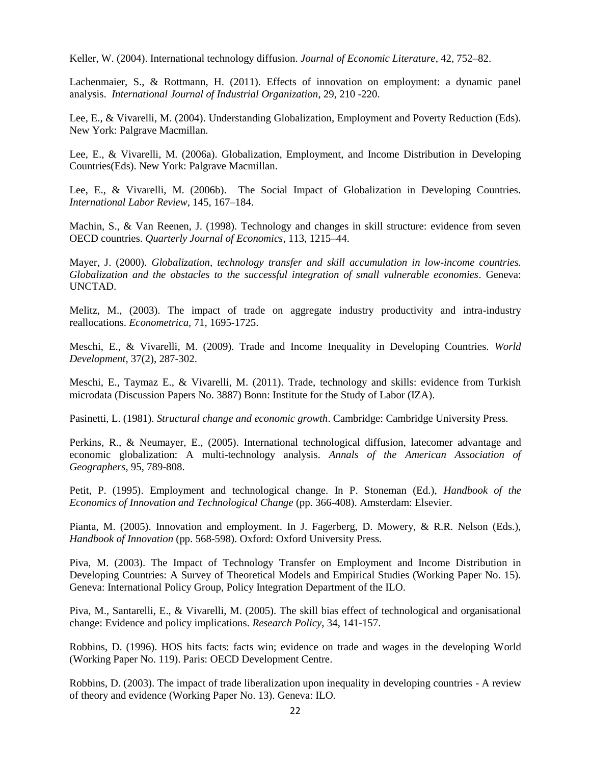Keller, W. (2004). International technology diffusion. *Journal of Economic Literature*, 42, 752–82.

Lachenmaier, S., & Rottmann, H. (2011). Effects of innovation on employment: a dynamic panel analysis. *International Journal of Industrial Organization*, 29, 210 -220.

Lee, E., & Vivarelli, M. (2004). Understanding Globalization, Employment and Poverty Reduction (Eds). New York: Palgrave Macmillan.

Lee, E., & Vivarelli, M. (2006a). Globalization, Employment, and Income Distribution in Developing Countries(Eds). New York: Palgrave Macmillan.

Lee, E., & Vivarelli, M. (2006b). The Social Impact of Globalization in Developing Countries. *International Labor Review*, 145, 167–184.

Machin, S., & Van Reenen, J. (1998). Technology and changes in skill structure: evidence from seven OECD countries. *Quarterly Journal of Economics*, 113, 1215–44.

Mayer, J. (2000). *Globalization, technology transfer and skill accumulation in low-income countries. Globalization and the obstacles to the successful integration of small vulnerable economies*. Geneva: UNCTAD.

Melitz, M., (2003). The impact of trade on aggregate industry productivity and intra-industry reallocations. *Econometrica,* 71, 1695-1725.

Meschi, E., & Vivarelli, M. (2009). Trade and Income Inequality in Developing Countries. *World Development*, 37(2), 287-302.

Meschi, E., Taymaz E., & Vivarelli, M. (2011). Trade, technology and skills: evidence from Turkish microdata (Discussion Papers No. 3887) Bonn: Institute for the Study of Labor (IZA).

Pasinetti, L. (1981). *Structural change and economic growth*. Cambridge: Cambridge University Press.

Perkins, R., & Neumayer, E., (2005). International technological diffusion, latecomer advantage and economic globalization: A multi-technology analysis. *Annals of the American Association of Geographers*, 95, 789-808.

Petit, P. (1995). Employment and technological change. In P. Stoneman (Ed.), *Handbook of the Economics of Innovation and Technological Change* (pp. 366-408). Amsterdam: Elsevier.

Pianta, M. (2005). Innovation and employment. In J. Fagerberg, D. Mowery, & R.R. Nelson (Eds.), *Handbook of Innovation* (pp. 568-598). Oxford: Oxford University Press.

Piva, M. (2003). The Impact of Technology Transfer on Employment and Income Distribution in Developing Countries: A Survey of Theoretical Models and Empirical Studies (Working Paper No. 15). Geneva: International Policy Group, Policy Integration Department of the ILO.

Piva, M., Santarelli, E., & Vivarelli, M. (2005). The skill bias effect of technological and organisational change: Evidence and policy implications. *Research Policy*, 34, 141-157.

Robbins, D. (1996). HOS hits facts: facts win; evidence on trade and wages in the developing World (Working Paper No. 119). Paris: OECD Development Centre.

Robbins, D. (2003). The impact of trade liberalization upon inequality in developing countries - A review of theory and evidence (Working Paper No. 13). Geneva: ILO.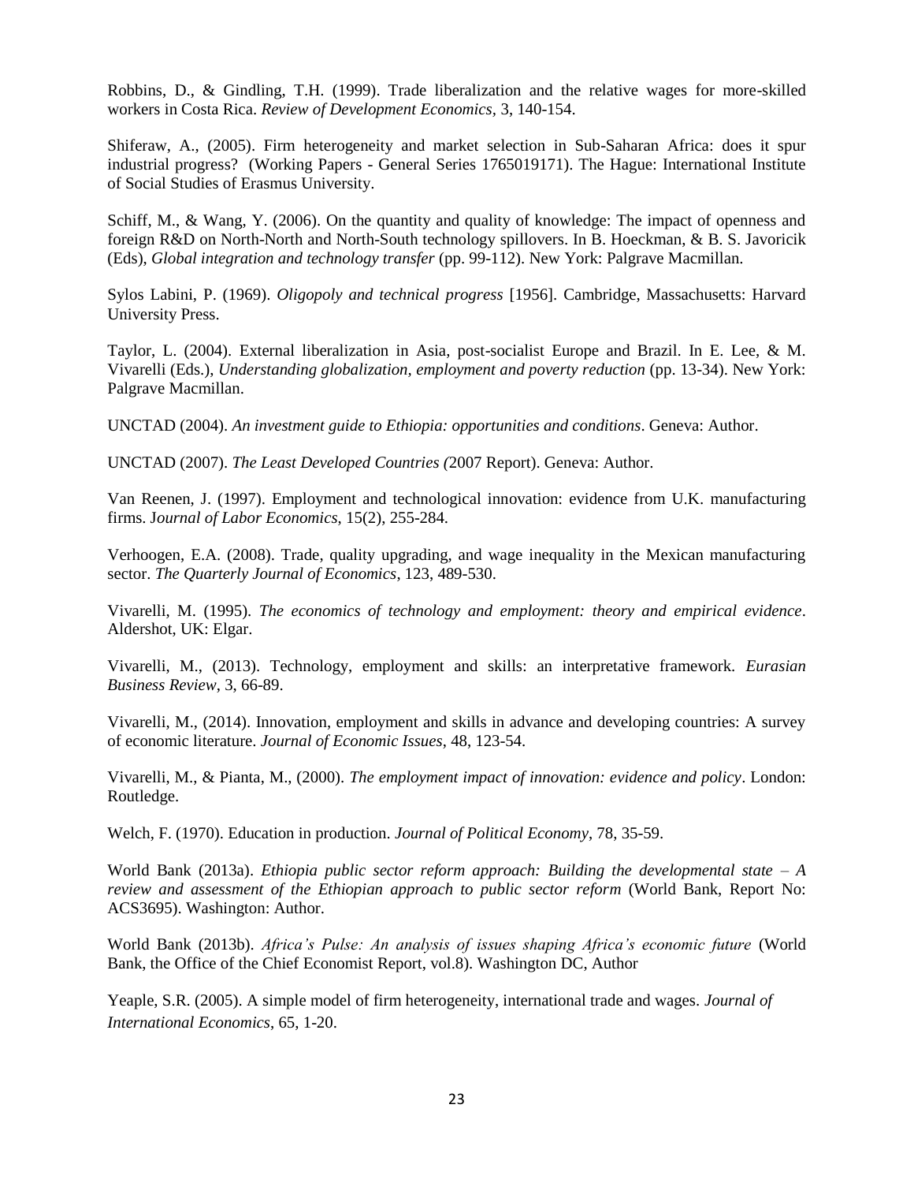Robbins, D., & Gindling, T.H. (1999). Trade liberalization and the relative wages for more-skilled workers in Costa Rica. *Review of Development Economics*, 3, 140-154.

Shiferaw, A., (2005). Firm heterogeneity and market selection in Sub-Saharan Africa: does it spur industrial progress? (Working Papers - General Series 1765019171). The Hague: International Institute of Social Studies of Erasmus University.

Schiff, M., & Wang, Y. (2006). On the quantity and quality of knowledge: The impact of openness and foreign R&D on North-North and North-South technology spillovers. In B. Hoeckman, & B. S. Javoricik (Eds), *Global integration and technology transfer* (pp. 99-112). New York: Palgrave Macmillan.

Sylos Labini, P. (1969). *Oligopoly and technical progress* [1956]. Cambridge, Massachusetts: Harvard University Press.

Taylor, L. (2004). External liberalization in Asia, post-socialist Europe and Brazil. In E. Lee, & M. Vivarelli (Eds.), *Understanding globalization, employment and poverty reduction* (pp. 13-34). New York: Palgrave Macmillan.

UNCTAD (2004). *An investment guide to Ethiopia: opportunities and conditions*. Geneva: Author.

UNCTAD (2007). *The Least Developed Countries (*2007 Report). Geneva: Author.

Van Reenen, J. (1997). Employment and technological innovation: evidence from U.K. manufacturing firms. J*ournal of Labor Economics*, 15(2), 255-284.

Verhoogen, E.A. (2008). Trade, quality upgrading, and wage inequality in the Mexican manufacturing sector. *The Quarterly Journal of Economics*, 123, 489-530.

Vivarelli, M. (1995). *The economics of technology and employment: theory and empirical evidence*. Aldershot, UK: Elgar.

Vivarelli, M., (2013). Technology, employment and skills: an interpretative framework. *Eurasian Business Review*, 3, 66-89.

Vivarelli, M., (2014). Innovation, employment and skills in advance and developing countries: A survey of economic literature. *Journal of Economic Issues*, 48, 123-54.

Vivarelli, M., & Pianta, M., (2000). *The employment impact of innovation: evidence and policy*. London: Routledge.

Welch, F. (1970). Education in production. *Journal of Political Economy*, 78, 35-59.

World Bank (2013a). *Ethiopia public sector reform approach: Building the developmental state – A review and assessment of the Ethiopian approach to public sector reform* (World Bank, Report No: ACS3695). Washington: Author.

World Bank (2013b). *Africa's Pulse: An analysis of issues shaping Africa's economic future* (World Bank, the Office of the Chief Economist Report, vol.8). Washington DC, Author

Yeaple, S.R. (2005). A simple model of firm heterogeneity, international trade and wages. *Journal of International Economics*, 65, 1-20.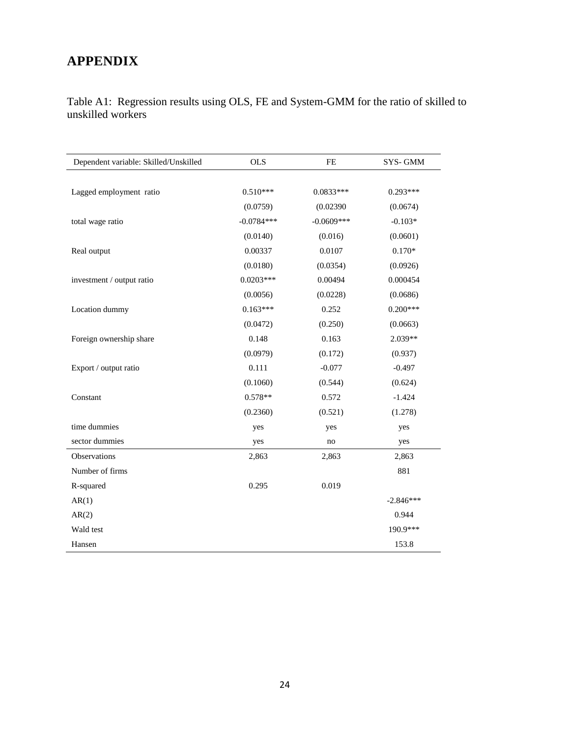# APPENDIX

Table A1: Regression results using OLS, FE and System-GMM for the ratio of skilled to unskilled workers

| Dependent variable: Skilled/Unskilled | OLS | FE | SYS- GMM |
|---|---|---|---|
| Lagged employment ratio | 0.510*** | 0.0833*** | 0.293*** |
| | (0.0759) | (0.02390 | (0.0674) |
| total wage ratio | -0.0784*** | -0.0609*** | -0.103* |
| | (0.0140) | (0.016) | (0.0601) |
| Real output | 0.00337 | 0.0107 | 0.170* |
| | (0.0180) | (0.0354) | (0.0926) |
| investment / output ratio | 0.0203*** | 0.00494 | 0.000454 |
| | (0.0056) | (0.0228) | (0.0686) |
| Location dummy | 0.163*** | 0.252 | 0.200*** |
| | (0.0472) | (0.250) | (0.0663) |
| Foreign ownership share | 0.148 | 0.163 | 2.039** |
| | (0.0979) | (0.172) | (0.937) |
| Export / output ratio | 0.111 | -0.077 | -0.497 |
| | (0.1060) | (0.544) | (0.624) |
| Constant | 0.578** | 0.572 | -1.424 |
| | (0.2360) | (0.521) | (1.278) |
| time dummies | yes | yes | yes |
| sector dummies | yes | no | yes |
| Observations | 2,863 | 2,863 | 2,863 |
| Number of firms | | | 881 |
| R-squared | 0.295 | 0.019 | |
| AR(1) | | | -2.846*** |
| AR(2) | | | 0.944 |
| Wald test | | | 190.9*** |
| Hansen | | | 153.8 |